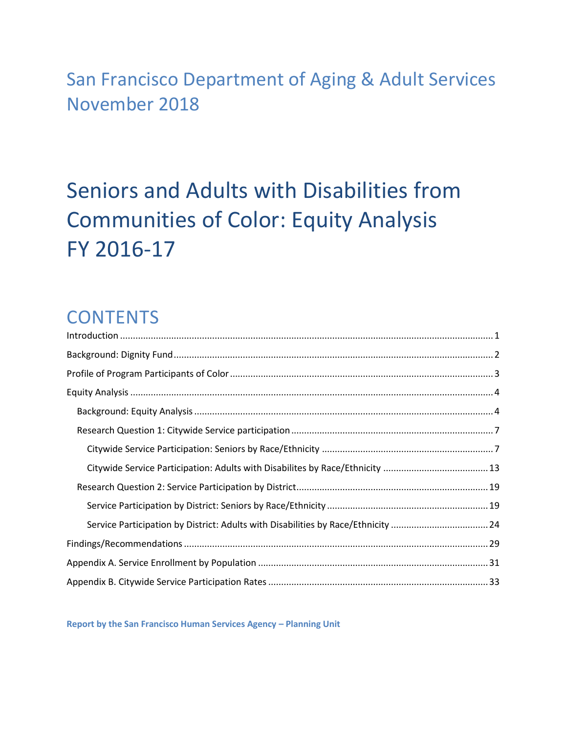San Francisco Department of Aging & Adult Services
November 2018

# Seniors and Adults with Disabilities from Communities of Color: Equity Analysis FY 2016-17

## CONTENTS

Introduction ..... 1

Background: Dignity Fund ..... 2

Profile of Program Participants of Color ..... 3

Equity Analysis ..... 4

- Background: Equity Analysis ..... 4
- Research Question 1: Citywide Service participation ..... 7
  - Citywide Service Participation: Seniors by Race/Ethnicity ..... 7
  - Citywide Service Participation: Adults with Disabilites by Race/Ethnicity ..... 13
- Research Question 2: Service Participation by District ..... 19
  - Service Participation by District: Seniors by Race/Ethnicity ..... 19
  - Service Participation by District: Adults with Disabilities by Race/Ethnicity ..... 24

Findings/Recommendations ..... 29

Appendix A. Service Enrollment by Population ..... 31

Appendix B. Citywide Service Participation Rates ..... 33

**Report by the San Francisco Human Services Agency – Planning Unit**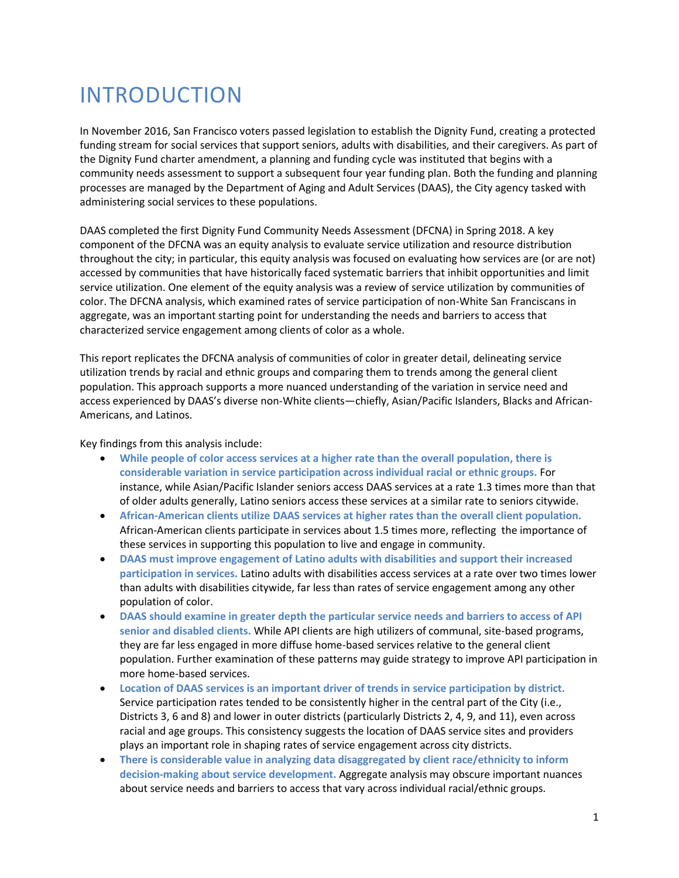# INTRODUCTION

In November 2016, San Francisco voters passed legislation to establish the Dignity Fund, creating a protected funding stream for social services that support seniors, adults with disabilities, and their caregivers. As part of the Dignity Fund charter amendment, a planning and funding cycle was instituted that begins with a community needs assessment to support a subsequent four year funding plan. Both the funding and planning processes are managed by the Department of Aging and Adult Services (DAAS), the City agency tasked with administering social services to these populations.

DAAS completed the first Dignity Fund Community Needs Assessment (DFCNA) in Spring 2018. A key component of the DFCNA was an equity analysis to evaluate service utilization and resource distribution throughout the city; in particular, this equity analysis was focused on evaluating how services are (or are not) accessed by communities that have historically faced systematic barriers that inhibit opportunities and limit service utilization. One element of the equity analysis was a review of service utilization by communities of color. The DFCNA analysis, which examined rates of service participation of non-White San Franciscans in aggregate, was an important starting point for understanding the needs and barriers to access that characterized service engagement among clients of color as a whole.

This report replicates the DFCNA analysis of communities of color in greater detail, delineating service utilization trends by racial and ethnic groups and comparing them to trends among the general client population. This approach supports a more nuanced understanding of the variation in service need and access experienced by DAAS's diverse non-White clients—chiefly, Asian/Pacific Islanders, Blacks and African-Americans, and Latinos.

Key findings from this analysis include:

- **While people of color access services at a higher rate than the overall population, there is considerable variation in service participation across individual racial or ethnic groups.** For instance, while Asian/Pacific Islander seniors access DAAS services at a rate 1.3 times more than that of older adults generally, Latino seniors access these services at a similar rate to seniors citywide.
- **African-American clients utilize DAAS services at higher rates than the overall client population.** African-American clients participate in services about 1.5 times more, reflecting the importance of these services in supporting this population to live and engage in community.
- **DAAS must improve engagement of Latino adults with disabilities and support their increased participation in services.** Latino adults with disabilities access services at a rate over two times lower than adults with disabilities citywide, far less than rates of service engagement among any other population of color.
- **DAAS should examine in greater depth the particular service needs and barriers to access of API senior and disabled clients.** While API clients are high utilizers of communal, site-based programs, they are far less engaged in more diffuse home-based services relative to the general client population. Further examination of these patterns may guide strategy to improve API participation in more home-based services.
- **Location of DAAS services is an important driver of trends in service participation by district.** Service participation rates tended to be consistently higher in the central part of the City (i.e., Districts 3, 6 and 8) and lower in outer districts (particularly Districts 2, 4, 9, and 11), even across racial and age groups. This consistency suggests the location of DAAS service sites and providers plays an important role in shaping rates of service engagement across city districts.
- **There is considerable value in analyzing data disaggregated by client race/ethnicity to inform decision-making about service development.** Aggregate analysis may obscure important nuances about service needs and barriers to access that vary across individual racial/ethnic groups.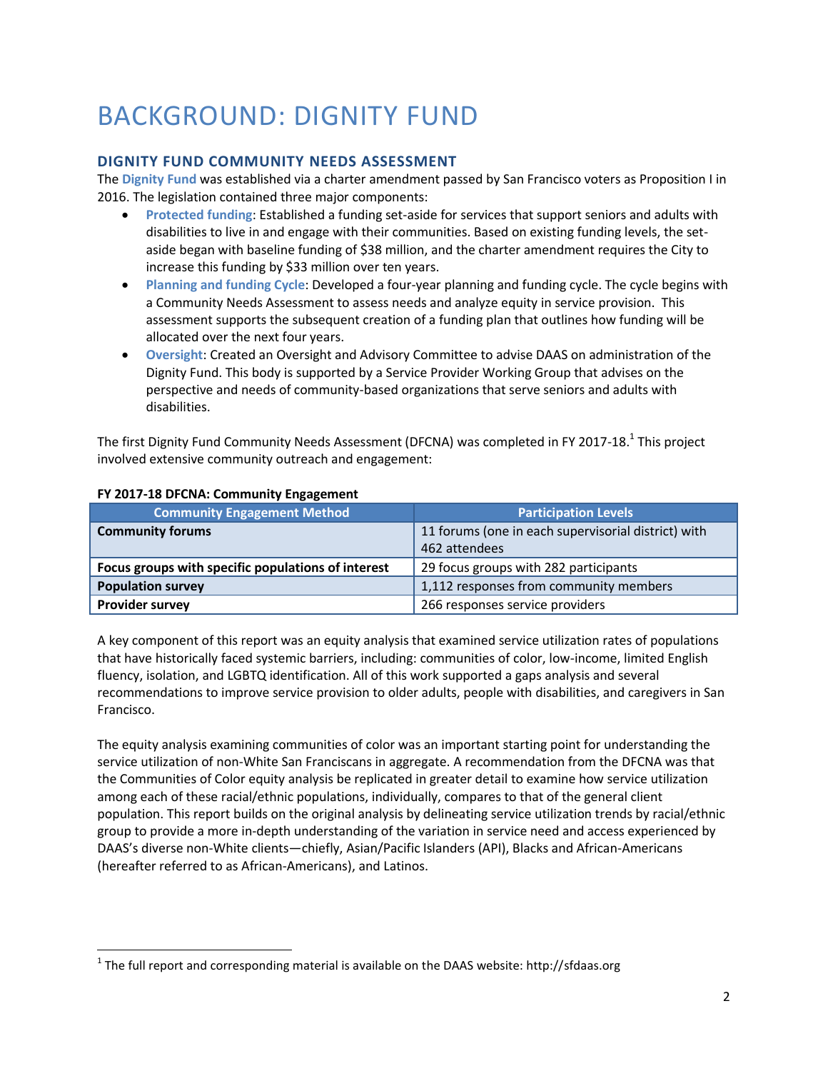# BACKGROUND: DIGNITY FUND

## DIGNITY FUND COMMUNITY NEEDS ASSESSMENT

The **Dignity Fund** was established via a charter amendment passed by San Francisco voters as Proposition I in 2016. The legislation contained three major components:

- **Protected funding**: Established a funding set-aside for services that support seniors and adults with disabilities to live in and engage with their communities. Based on existing funding levels, the set-aside began with baseline funding of $38 million, and the charter amendment requires the City to increase this funding by $33 million over ten years.
- **Planning and funding Cycle**: Developed a four-year planning and funding cycle. The cycle begins with a Community Needs Assessment to assess needs and analyze equity in service provision. This assessment supports the subsequent creation of a funding plan that outlines how funding will be allocated over the next four years.
- **Oversight**: Created an Oversight and Advisory Committee to advise DAAS on administration of the Dignity Fund. This body is supported by a Service Provider Working Group that advises on the perspective and needs of community-based organizations that serve seniors and adults with disabilities.

The first Dignity Fund Community Needs Assessment (DFCNA) was completed in FY 2017-18.[1] This project involved extensive community outreach and engagement:

**FY 2017-18 DFCNA: Community Engagement**

| Community Engagement Method | Participation Levels |
| --- | --- |
| **Community forums** | 11 forums (one in each supervisorial district) with 462 attendees |
| **Focus groups with specific populations of interest** | 29 focus groups with 282 participants |
| **Population survey** | 1,112 responses from community members |
| **Provider survey** | 266 responses service providers |

A key component of this report was an equity analysis that examined service utilization rates of populations that have historically faced systemic barriers, including: communities of color, low-income, limited English fluency, isolation, and LGBTQ identification. All of this work supported a gaps analysis and several recommendations to improve service provision to older adults, people with disabilities, and caregivers in San Francisco.

The equity analysis examining communities of color was an important starting point for understanding the service utilization of non-White San Franciscans in aggregate. A recommendation from the DFCNA was that the Communities of Color equity analysis be replicated in greater detail to examine how service utilization among each of these racial/ethnic populations, individually, compares to that of the general client population. This report builds on the original analysis by delineating service utilization trends by racial/ethnic group to provide a more in-depth understanding of the variation in service need and access experienced by DAAS's diverse non-White clients—chiefly, Asian/Pacific Islanders (API), Blacks and African-Americans (hereafter referred to as African-Americans), and Latinos.

[1] The full report and corresponding material is available on the DAAS website: http://sfdaas.org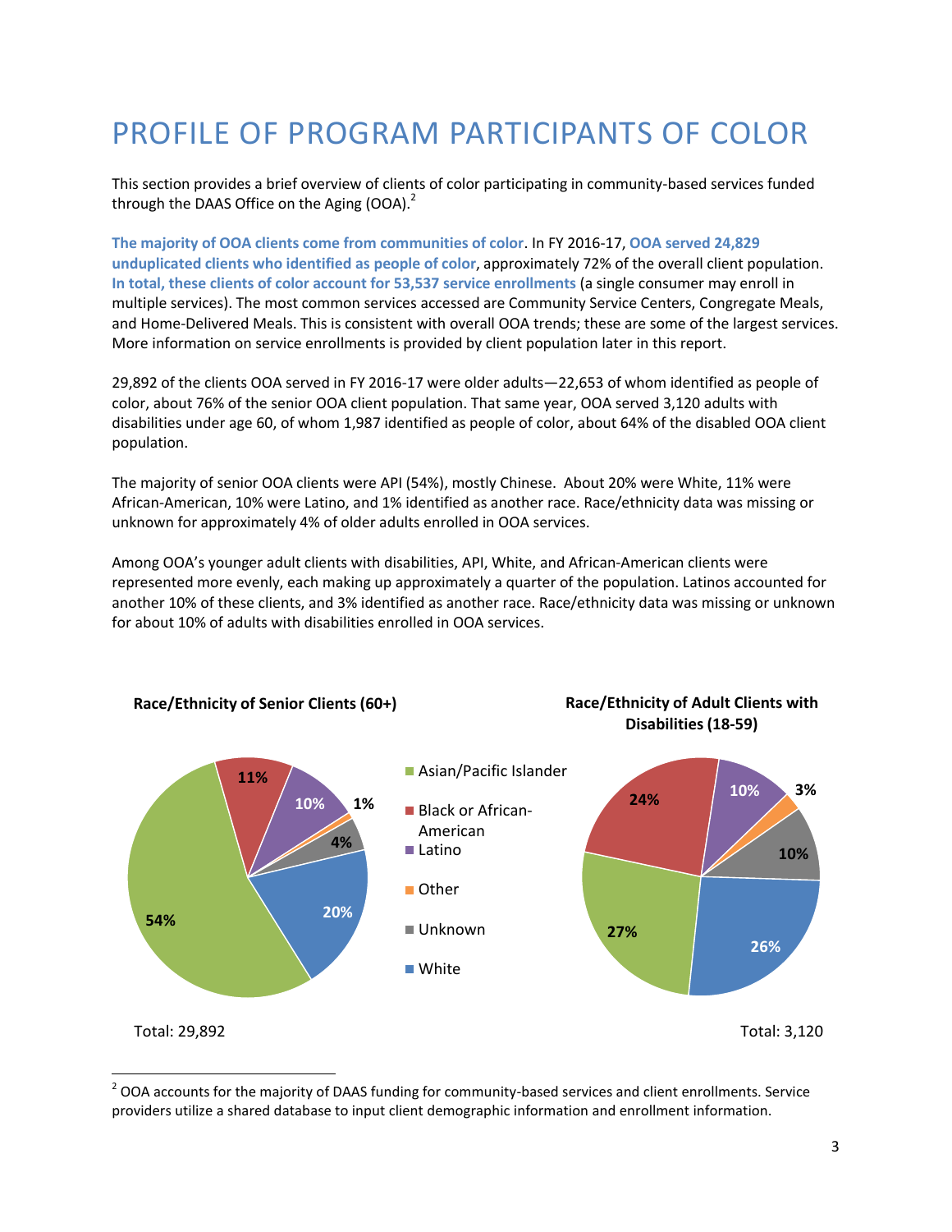# PROFILE OF PROGRAM PARTICIPANTS OF COLOR

This section provides a brief overview of clients of color participating in community-based services funded through the DAAS Office on the Aging (OOA).[2]

**The majority of OOA clients come from communities of color**. In FY 2016-17, **OOA served 24,829 unduplicated clients who identified as people of color**, approximately 72% of the overall client population. **In total, these clients of color account for 53,537 service enrollments** (a single consumer may enroll in multiple services). The most common services accessed are Community Service Centers, Congregate Meals, and Home-Delivered Meals. This is consistent with overall OOA trends; these are some of the largest services. More information on service enrollments is provided by client population later in this report.

29,892 of the clients OOA served in FY 2016-17 were older adults—22,653 of whom identified as people of color, about 76% of the senior OOA client population. That same year, OOA served 3,120 adults with disabilities under age 60, of whom 1,987 identified as people of color, about 64% of the disabled OOA client population.

The majority of senior OOA clients were API (54%), mostly Chinese. About 20% were White, 11% were African-American, 10% were Latino, and 1% identified as another race. Race/ethnicity data was missing or unknown for approximately 4% of older adults enrolled in OOA services.

Among OOA's younger adult clients with disabilities, API, White, and African-American clients were represented more evenly, each making up approximately a quarter of the population. Latinos accounted for another 10% of these clients, and 3% identified as another race. Race/ethnicity data was missing or unknown for about 10% of adults with disabilities enrolled in OOA services.

**Race/Ethnicity of Senior Clients (60+)**

| Race/Ethnicity | Percent |
| --- | --- |
| Asian/Pacific Islander | 54% |
| Black or African-American | 11% |
| Latino | 10% |
| Other | 1% |
| Unknown | 4% |
| White | 20% |

Total: 29,892

**Race/Ethnicity of Adult Clients with Disabilities (18-59)**

| Race/Ethnicity | Percent |
| --- | --- |
| Asian/Pacific Islander | 27% |
| Black or African-American | 24% |
| Latino | 10% |
| Other | 3% |
| Unknown | 10% |
| White | 26% |

Total: 3,120

---

[2] OOA accounts for the majority of DAAS funding for community-based services and client enrollments. Service providers utilize a shared database to input client demographic information and enrollment information.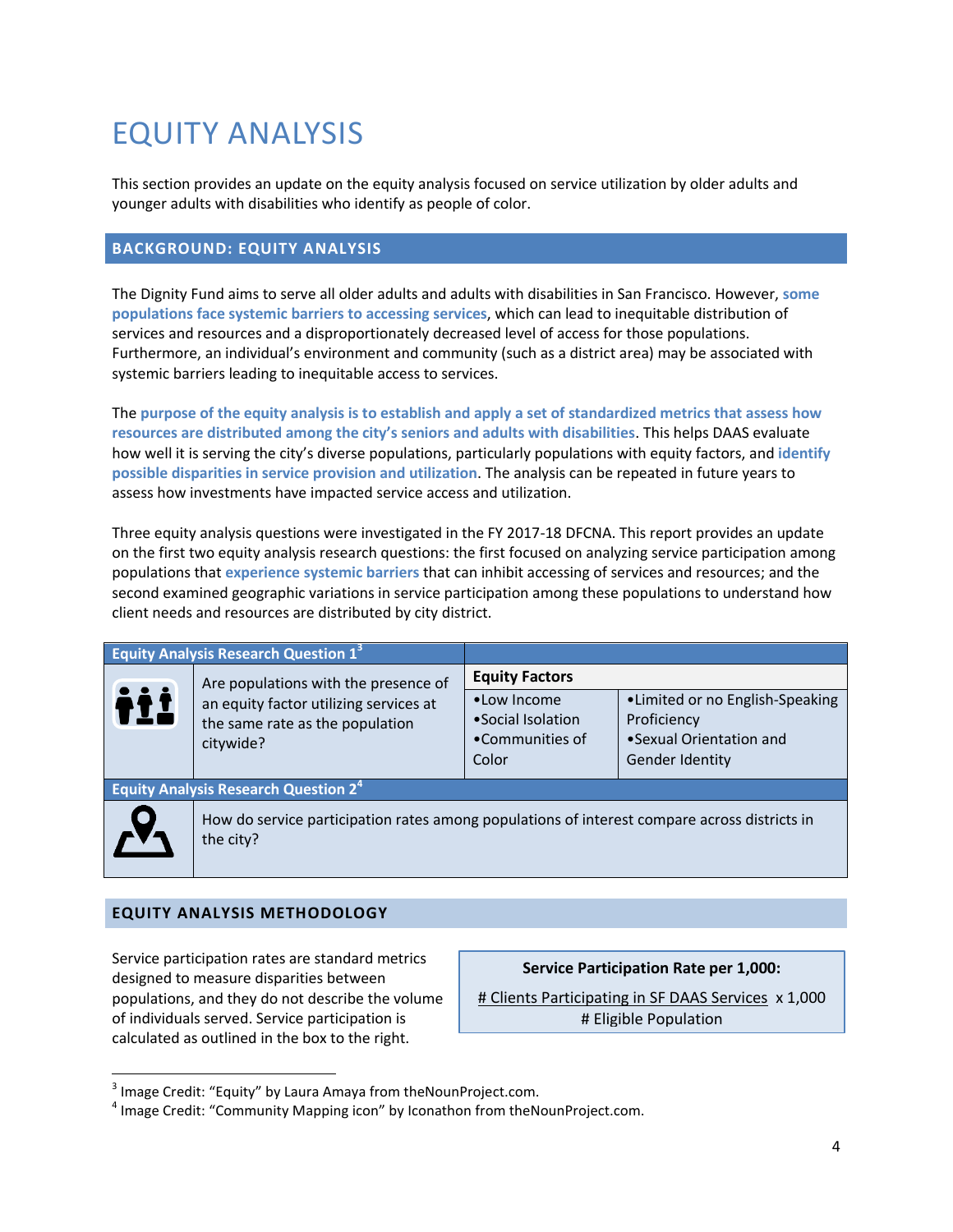# EQUITY ANALYSIS

This section provides an update on the equity analysis focused on service utilization by older adults and younger adults with disabilities who identify as people of color.

## BACKGROUND: EQUITY ANALYSIS

The Dignity Fund aims to serve all older adults and adults with disabilities in San Francisco. However, **some populations face systemic barriers to accessing services**, which can lead to inequitable distribution of services and resources and a disproportionately decreased level of access for those populations. Furthermore, an individual's environment and community (such as a district area) may be associated with systemic barriers leading to inequitable access to services.

The **purpose of the equity analysis is to establish and apply a set of standardized metrics that assess how resources are distributed among the city's seniors and adults with disabilities**. This helps DAAS evaluate how well it is serving the city's diverse populations, particularly populations with equity factors, and **identify possible disparities in service provision and utilization**. The analysis can be repeated in future years to assess how investments have impacted service access and utilization.

Three equity analysis questions were investigated in the FY 2017-18 DFCNA. This report provides an update on the first two equity analysis research questions: the first focused on analyzing service participation among populations that **experience systemic barriers** that can inhibit accessing of services and resources; and the second examined geographic variations in service participation among these populations to understand how client needs and resources are distributed by city district.

| Equity Analysis Research Question 1[3] | | | |
|---|---|---|---|
| | Are populations with the presence of an equity factor utilizing services at the same rate as the population citywide? | **Equity Factors** | |
| | | •Low Income<br>•Social Isolation<br>•Communities of Color | •Limited or no English-Speaking Proficiency<br>•Sexual Orientation and Gender Identity |
| **Equity Analysis Research Question 2[4]** | | | |
| | How do service participation rates among populations of interest compare across districts in the city? | | |

## EQUITY ANALYSIS METHODOLOGY

Service participation rates are standard metrics designed to measure disparities between populations, and they do not describe the volume of individuals served. Service participation is calculated as outlined in the box to the right.

**Service Participation Rate per 1,000:**

$$\frac{\text{\# Clients Participating in SF DAAS Services}}{\text{\# Eligible Population}} \times 1{,}000$$

---

[3] Image Credit: "Equity" by Laura Amaya from theNounProject.com.

[4] Image Credit: "Community Mapping icon" by Iconathon from theNounProject.com.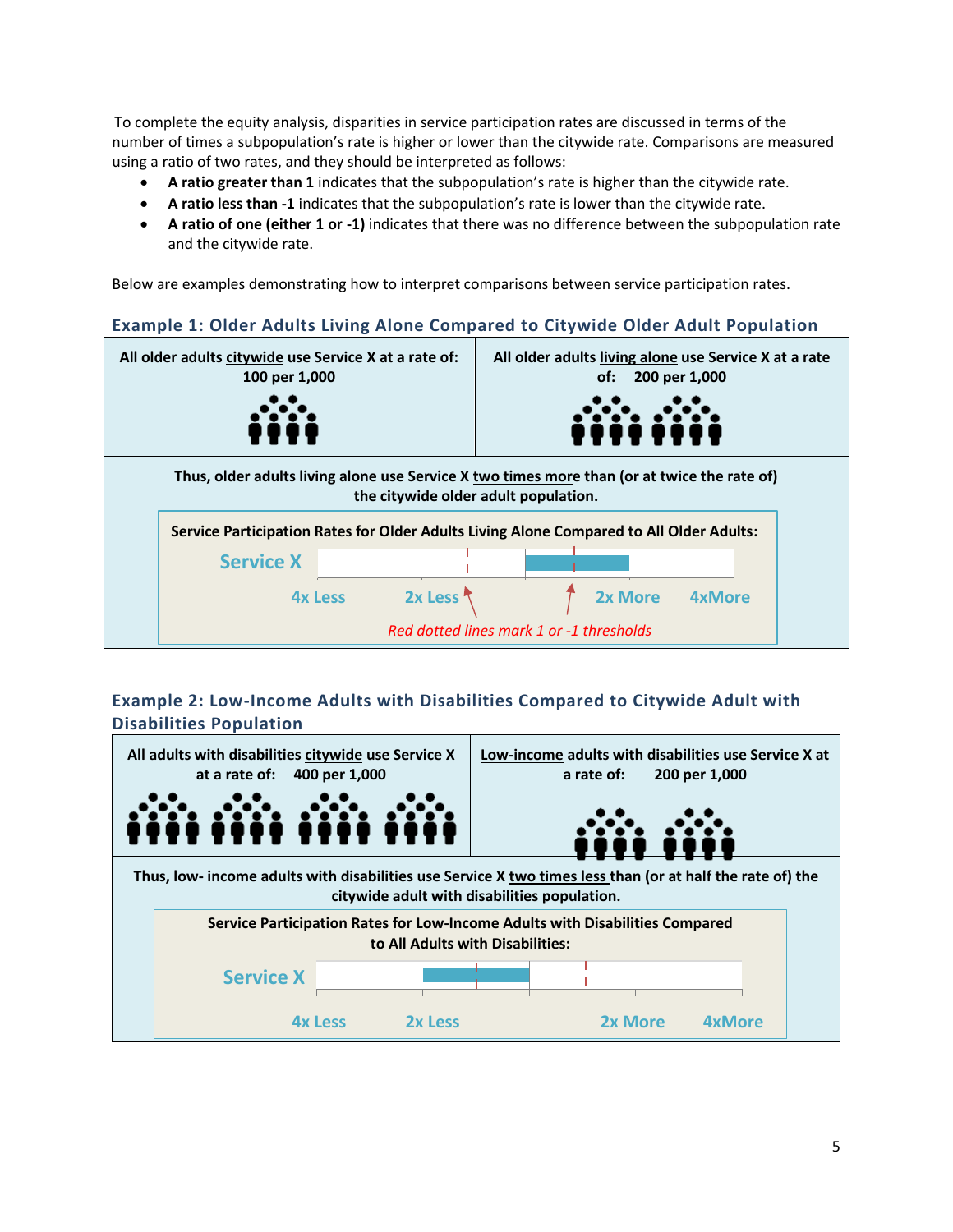To complete the equity analysis, disparities in service participation rates are discussed in terms of the number of times a subpopulation's rate is higher or lower than the citywide rate. Comparisons are measured using a ratio of two rates, and they should be interpreted as follows:

- **A ratio greater than 1** indicates that the subpopulation's rate is higher than the citywide rate.
- **A ratio less than -1** indicates that the subpopulation's rate is lower than the citywide rate.
- **A ratio of one (either 1 or -1)** indicates that there was no difference between the subpopulation rate and the citywide rate.

Below are examples demonstrating how to interpret comparisons between service participation rates.

### Example 1: Older Adults Living Alone Compared to Citywide Older Adult Population

| All older adults citywide use Service X at a rate of: 100 per 1,000 | All older adults living alone use Service X at a rate of: 200 per 1,000 |
|---|---|

**Thus, older adults living alone use Service X two times more than (or at twice the rate of) the citywide older adult population.**

**Service Participation Rates for Older Adults Living Alone Compared to All Older Adults:**

Service X

4x Less | 2x Less | 2x More | 4xMore

*Red dotted lines mark 1 or -1 thresholds*

### Example 2: Low-Income Adults with Disabilities Compared to Citywide Adult with Disabilities Population

| All adults with disabilities citywide use Service X at a rate of: 400 per 1,000 | Low-income adults with disabilities use Service X at a rate of: 200 per 1,000 |
|---|---|

**Thus, low- income adults with disabilities use Service X two times less than (or at half the rate of) the citywide adult with disabilities population.**

**Service Participation Rates for Low-Income Adults with Disabilities Compared to All Adults with Disabilities:**

Service X

4x Less | 2x Less | 2x More | 4xMore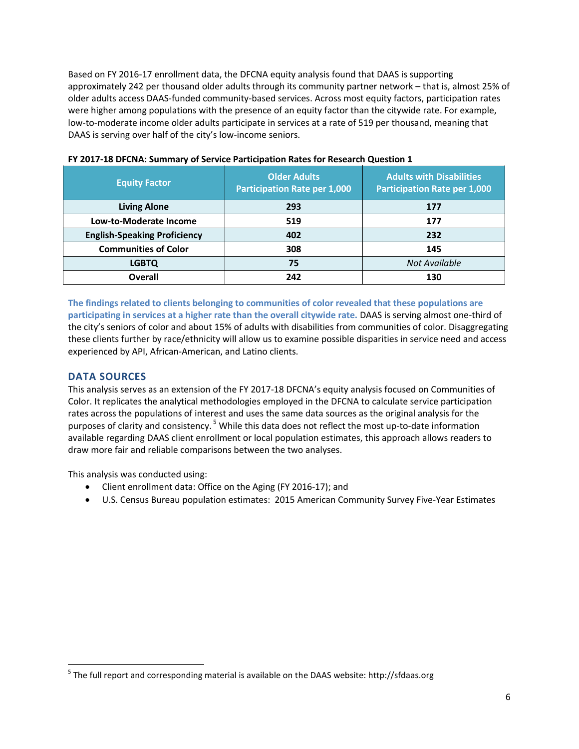Based on FY 2016-17 enrollment data, the DFCNA equity analysis found that DAAS is supporting approximately 242 per thousand older adults through its community partner network – that is, almost 25% of older adults access DAAS-funded community-based services. Across most equity factors, participation rates were higher among populations with the presence of an equity factor than the citywide rate. For example, low-to-moderate income older adults participate in services at a rate of 519 per thousand, meaning that DAAS is serving over half of the city's low-income seniors.

**FY 2017-18 DFCNA: Summary of Service Participation Rates for Research Question 1**

| Equity Factor | Older Adults Participation Rate per 1,000 | Adults with Disabilities Participation Rate per 1,000 |
|---|---|---|
| **Living Alone** | **293** | **177** |
| **Low-to-Moderate Income** | **519** | **177** |
| **English-Speaking Proficiency** | **402** | **232** |
| **Communities of Color** | **308** | **145** |
| **LGBTQ** | **75** | *Not Available* |
| **Overall** | **242** | **130** |

**The findings related to clients belonging to communities of color revealed that these populations are participating in services at a higher rate than the overall citywide rate.** DAAS is serving almost one-third of the city's seniors of color and about 15% of adults with disabilities from communities of color. Disaggregating these clients further by race/ethnicity will allow us to examine possible disparities in service need and access experienced by API, African-American, and Latino clients.

## DATA SOURCES

This analysis serves as an extension of the FY 2017-18 DFCNA's equity analysis focused on Communities of Color. It replicates the analytical methodologies employed in the DFCNA to calculate service participation rates across the populations of interest and uses the same data sources as the original analysis for the purposes of clarity and consistency. [5] While this data does not reflect the most up-to-date information available regarding DAAS client enrollment or local population estimates, this approach allows readers to draw more fair and reliable comparisons between the two analyses.

This analysis was conducted using:

- Client enrollment data: Office on the Aging (FY 2016-17); and
- U.S. Census Bureau population estimates: 2015 American Community Survey Five-Year Estimates

[5] The full report and corresponding material is available on the DAAS website: http://sfdaas.org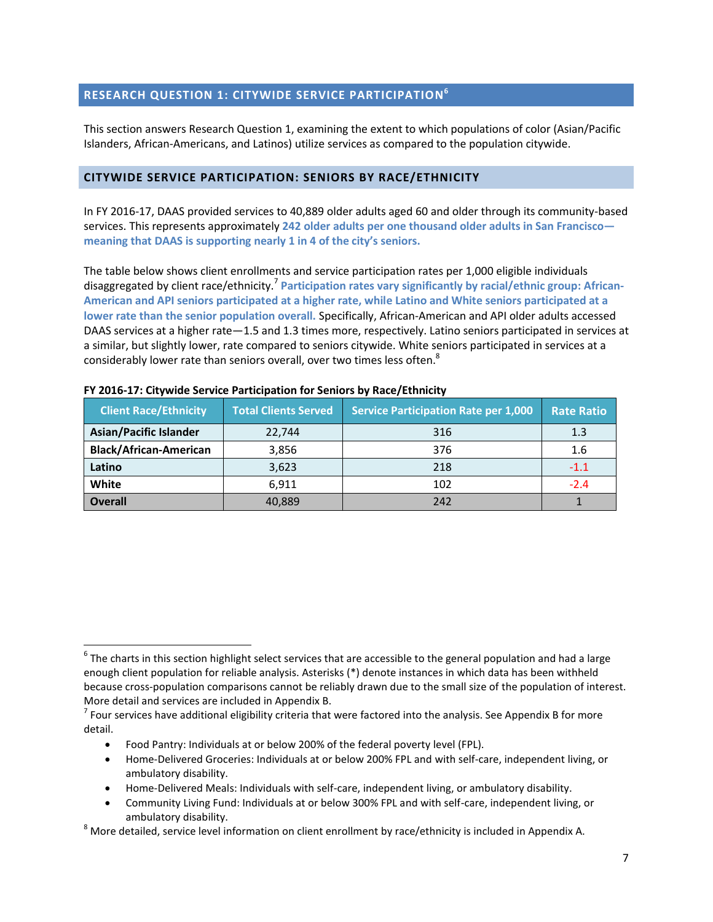## RESEARCH QUESTION 1: CITYWIDE SERVICE PARTICIPATION[6]

This section answers Research Question 1, examining the extent to which populations of color (Asian/Pacific Islanders, African-Americans, and Latinos) utilize services as compared to the population citywide.

### CITYWIDE SERVICE PARTICIPATION: SENIORS BY RACE/ETHNICITY

In FY 2016-17, DAAS provided services to 40,889 older adults aged 60 and older through its community-based services. This represents approximately **242 older adults per one thousand older adults in San Francisco—meaning that DAAS is supporting nearly 1 in 4 of the city's seniors.**

The table below shows client enrollments and service participation rates per 1,000 eligible individuals disaggregated by client race/ethnicity.[7] **Participation rates vary significantly by racial/ethnic group: African-American and API seniors participated at a higher rate, while Latino and White seniors participated at a lower rate than the senior population overall.** Specifically, African-American and API older adults accessed DAAS services at a higher rate—1.5 and 1.3 times more, respectively. Latino seniors participated in services at a similar, but slightly lower, rate compared to seniors citywide. White seniors participated in services at a considerably lower rate than seniors overall, over two times less often.[8]

**FY 2016-17: Citywide Service Participation for Seniors by Race/Ethnicity**

| Client Race/Ethnicity | Total Clients Served | Service Participation Rate per 1,000 | Rate Ratio |
|---|---|---|---|
| **Asian/Pacific Islander** | 22,744 | 316 | 1.3 |
| **Black/African-American** | 3,856 | 376 | 1.6 |
| **Latino** | 3,623 | 218 | -1.1 |
| **White** | 6,911 | 102 | -2.4 |
| **Overall** | 40,889 | 242 | 1 |

---

[6] The charts in this section highlight select services that are accessible to the general population and had a large enough client population for reliable analysis. Asterisks (*) denote instances in which data has been withheld because cross-population comparisons cannot be reliably drawn due to the small size of the population of interest. More detail and services are included in Appendix B.

[7] Four services have additional eligibility criteria that were factored into the analysis. See Appendix B for more detail.

- Food Pantry: Individuals at or below 200% of the federal poverty level (FPL).
- Home-Delivered Groceries: Individuals at or below 200% FPL and with self-care, independent living, or ambulatory disability.
- Home-Delivered Meals: Individuals with self-care, independent living, or ambulatory disability.
- Community Living Fund: Individuals at or below 300% FPL and with self-care, independent living, or ambulatory disability.

[8] More detailed, service level information on client enrollment by race/ethnicity is included in Appendix A.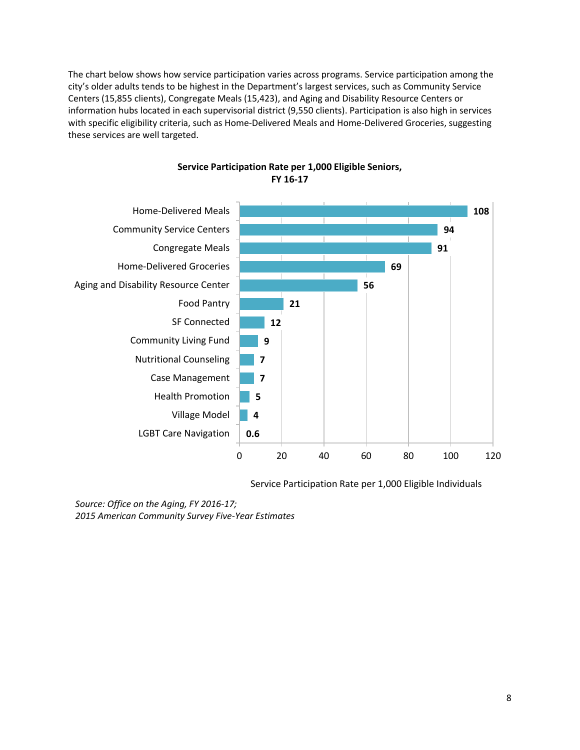The chart below shows how service participation varies across programs. Service participation among the city's older adults tends to be highest in the Department's largest services, such as Community Service Centers (15,855 clients), Congregate Meals (15,423), and Aging and Disability Resource Centers or information hubs located in each supervisorial district (9,550 clients). Participation is also high in services with specific eligibility criteria, such as Home-Delivered Meals and Home-Delivered Groceries, suggesting these services are well targeted.

**Service Participation Rate per 1,000 Eligible Seniors, FY 16-17**

| Service | Service Participation Rate per 1,000 Eligible Individuals |
| --- | --- |
| Home-Delivered Meals | 108 |
| Community Service Centers | 94 |
| Congregate Meals | 91 |
| Home-Delivered Groceries | 69 |
| Aging and Disability Resource Center | 56 |
| Food Pantry | 21 |
| SF Connected | 12 |
| Community Living Fund | 9 |
| Nutritional Counseling | 7 |
| Case Management | 7 |
| Health Promotion | 5 |
| Village Model | 4 |
| LGBT Care Navigation | 0.6 |

*Source: Office on the Aging, FY 2016-17;*
*2015 American Community Survey Five-Year Estimates*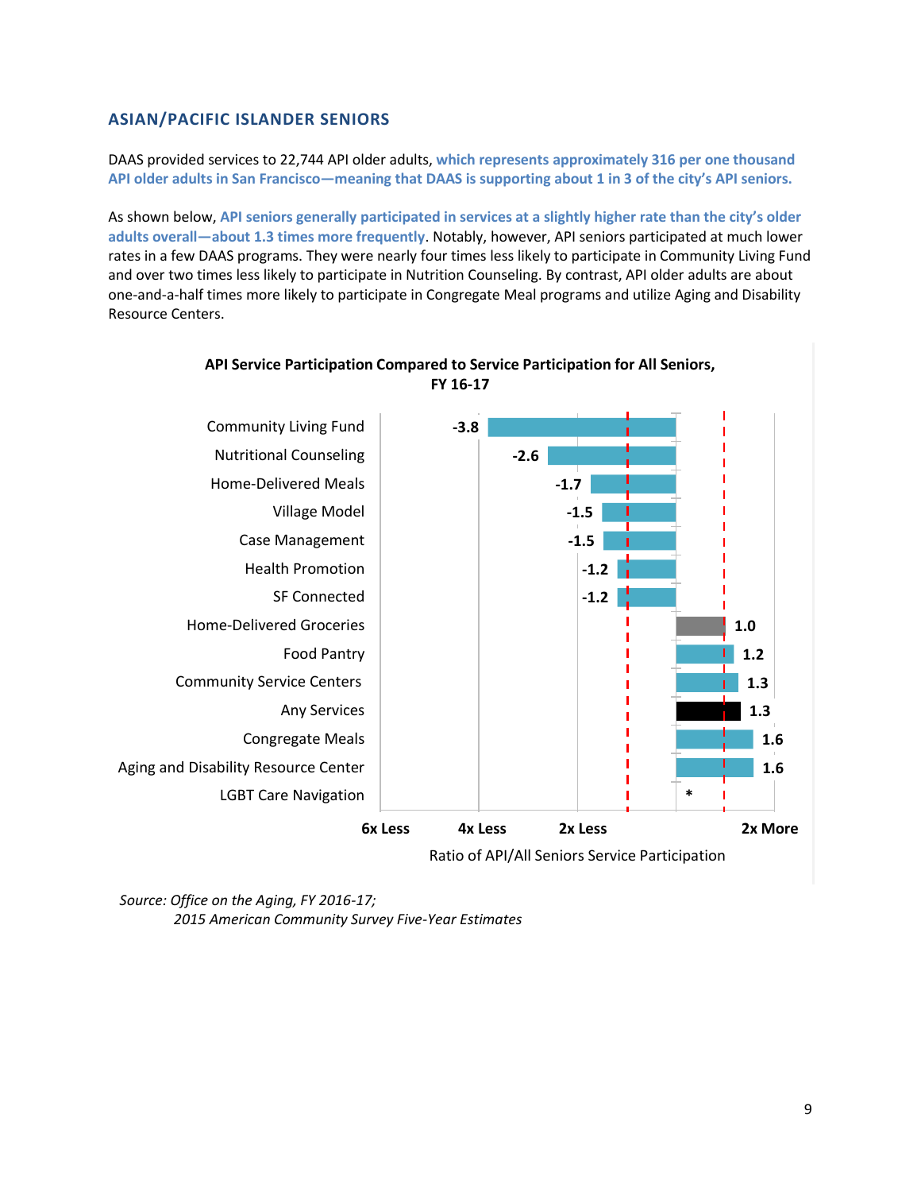## ASIAN/PACIFIC ISLANDER SENIORS

DAAS provided services to 22,744 API older adults, **which represents approximately 316 per one thousand API older adults in San Francisco—meaning that DAAS is supporting about 1 in 3 of the city's API seniors.**

As shown below, **API seniors generally participated in services at a slightly higher rate than the city's older adults overall—about 1.3 times more frequently**. Notably, however, API seniors participated at much lower rates in a few DAAS programs. They were nearly four times less likely to participate in Community Living Fund and over two times less likely to participate in Nutrition Counseling. By contrast, API older adults are about one-and-a-half times more likely to participate in Congregate Meal programs and utilize Aging and Disability Resource Centers.

**API Service Participation Compared to Service Participation for All Seniors, FY 16-17**

| Service | Ratio of API/All Seniors Service Participation |
|---|---|
| Community Living Fund | -3.8 |
| Nutritional Counseling | -2.6 |
| Home-Delivered Meals | -1.7 |
| Village Model | -1.5 |
| Case Management | -1.5 |
| Health Promotion | -1.2 |
| SF Connected | -1.2 |
| Home-Delivered Groceries | 1.0 |
| Food Pantry | 1.2 |
| Community Service Centers | 1.3 |
| Any Services | 1.3 |
| Congregate Meals | 1.6 |
| Aging and Disability Resource Center | 1.6 |
| LGBT Care Navigation | * |

Axis: 6x Less, 4x Less, 2x Less, 2x More

Ratio of API/All Seniors Service Participation

*Source: Office on the Aging, FY 2016-17;*
*2015 American Community Survey Five-Year Estimates*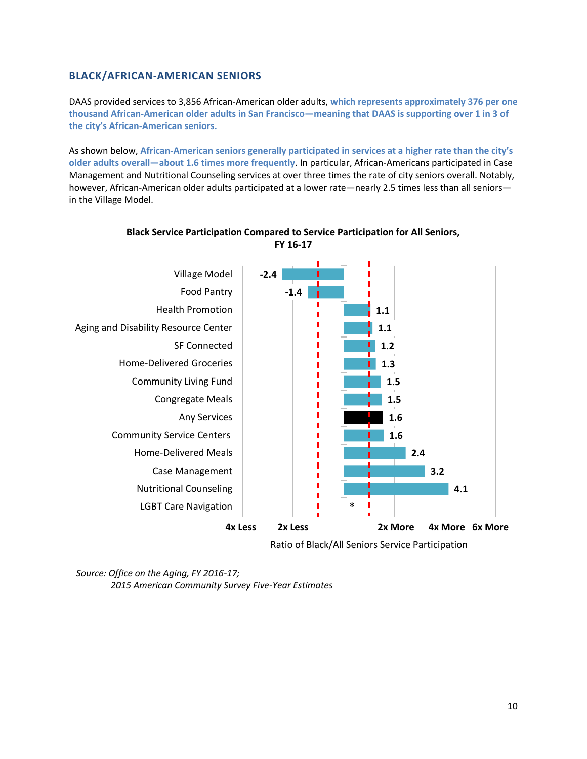## BLACK/AFRICAN-AMERICAN SENIORS

DAAS provided services to 3,856 African-American older adults, **which represents approximately 376 per one thousand African-American older adults in San Francisco—meaning that DAAS is supporting over 1 in 3 of the city's African-American seniors.**

As shown below, **African-American seniors generally participated in services at a higher rate than the city's older adults overall—about 1.6 times more frequently**. In particular, African-Americans participated in Case Management and Nutritional Counseling services at over three times the rate of city seniors overall. Notably, however, African-American older adults participated at a lower rate—nearly 2.5 times less than all seniors—in the Village Model.

**Black Service Participation Compared to Service Participation for All Seniors, FY 16-17**

| Service | Ratio of Black/All Seniors Service Participation |
| --- | --- |
| Village Model | -2.4 |
| Food Pantry | -1.4 |
| Health Promotion | 1.1 |
| Aging and Disability Resource Center | 1.1 |
| SF Connected | 1.2 |
| Home-Delivered Groceries | 1.3 |
| Community Living Fund | 1.5 |
| Congregate Meals | 1.5 |
| Any Services | 1.6 |
| Community Service Centers | 1.6 |
| Home-Delivered Meals | 2.4 |
| Case Management | 3.2 |
| Nutritional Counseling | 4.1 |
| LGBT Care Navigation | * |

*Source: Office on the Aging, FY 2016-17;*
*2015 American Community Survey Five-Year Estimates*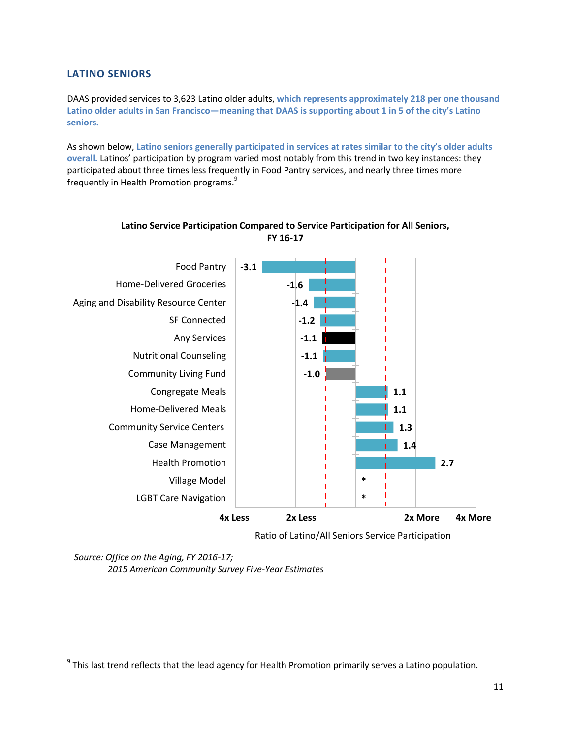## LATINO SENIORS

DAAS provided services to 3,623 Latino older adults, **which represents approximately 218 per one thousand Latino older adults in San Francisco—meaning that DAAS is supporting about 1 in 5 of the city's Latino seniors.**

As shown below, **Latino seniors generally participated in services at rates similar to the city's older adults overall.** Latinos' participation by program varied most notably from this trend in two key instances: they participated about three times less frequently in Food Pantry services, and nearly three times more frequently in Health Promotion programs.[9]

**Latino Service Participation Compared to Service Participation for All Seniors, FY 16-17**

| Service | Ratio of Latino/All Seniors Service Participation |
| --- | --- |
| Food Pantry | -3.1 |
| Home-Delivered Groceries | -1.6 |
| Aging and Disability Resource Center | -1.4 |
| SF Connected | -1.2 |
| Any Services | -1.1 |
| Nutritional Counseling | -1.1 |
| Community Living Fund | -1.0 |
| Congregate Meals | 1.1 |
| Home-Delivered Meals | 1.1 |
| Community Service Centers | 1.3 |
| Case Management | 1.4 |
| Health Promotion | 2.7 |
| Village Model | * |
| LGBT Care Navigation | * |

Axis: 4x Less — 2x Less — 2x More — 4x More

Ratio of Latino/All Seniors Service Participation

*Source: Office on the Aging, FY 2016-17;*
*2015 American Community Survey Five-Year Estimates*

[9] This last trend reflects that the lead agency for Health Promotion primarily serves a Latino population.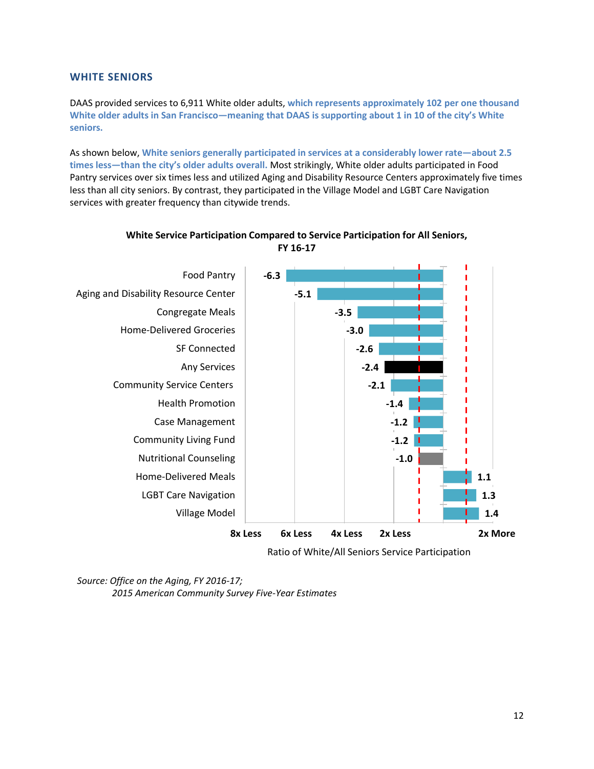## WHITE SENIORS

DAAS provided services to 6,911 White older adults, **which represents approximately 102 per one thousand White older adults in San Francisco—meaning that DAAS is supporting about 1 in 10 of the city's White seniors.**

As shown below, **White seniors generally participated in services at a considerably lower rate—about 2.5 times less—than the city's older adults overall.** Most strikingly, White older adults participated in Food Pantry services over six times less and utilized Aging and Disability Resource Centers approximately five times less than all city seniors. By contrast, they participated in the Village Model and LGBT Care Navigation services with greater frequency than citywide trends.

**White Service Participation Compared to Service Participation for All Seniors, FY 16-17**

| Service | Ratio of White/All Seniors Service Participation |
| --- | --- |
| Food Pantry | -6.3 |
| Aging and Disability Resource Center | -5.1 |
| Congregate Meals | -3.5 |
| Home-Delivered Groceries | -3.0 |
| SF Connected | -2.6 |
| Any Services | -2.4 |
| Community Service Centers | -2.1 |
| Health Promotion | -1.4 |
| Case Management | -1.2 |
| Community Living Fund | -1.2 |
| Nutritional Counseling | -1.0 |
| Home-Delivered Meals | 1.1 |
| LGBT Care Navigation | 1.3 |
| Village Model | 1.4 |

Axis: 8x Less, 6x Less, 4x Less, 2x Less, 2x More

Ratio of White/All Seniors Service Participation

*Source: Office on the Aging, FY 2016-17;*
*2015 American Community Survey Five-Year Estimates*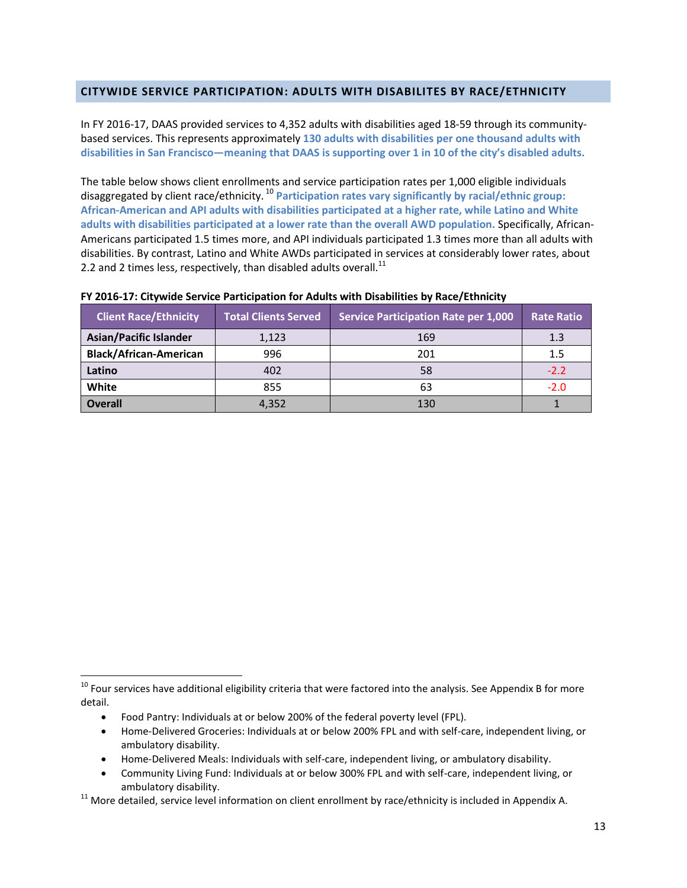## CITYWIDE SERVICE PARTICIPATION: ADULTS WITH DISABILITES BY RACE/ETHNICITY

In FY 2016-17, DAAS provided services to 4,352 adults with disabilities aged 18-59 through its community-based services. This represents approximately **130 adults with disabilities per one thousand adults with disabilities in San Francisco—meaning that DAAS is supporting over 1 in 10 of the city's disabled adults.**

The table below shows client enrollments and service participation rates per 1,000 eligible individuals disaggregated by client race/ethnicity.[10] **Participation rates vary significantly by racial/ethnic group: African-American and API adults with disabilities participated at a higher rate, while Latino and White adults with disabilities participated at a lower rate than the overall AWD population.** Specifically, African-Americans participated 1.5 times more, and API individuals participated 1.3 times more than all adults with disabilities. By contrast, Latino and White AWDs participated in services at considerably lower rates, about 2.2 and 2 times less, respectively, than disabled adults overall.[11]

**FY 2016-17: Citywide Service Participation for Adults with Disabilities by Race/Ethnicity**

| Client Race/Ethnicity | Total Clients Served | Service Participation Rate per 1,000 | Rate Ratio |
|---|---|---|---|
| **Asian/Pacific Islander** | 1,123 | 169 | 1.3 |
| **Black/African-American** | 996 | 201 | 1.5 |
| **Latino** | 402 | 58 | -2.2 |
| **White** | 855 | 63 | -2.0 |
| **Overall** | 4,352 | 130 | 1 |

---

[10] Four services have additional eligibility criteria that were factored into the analysis. See Appendix B for more detail.

- Food Pantry: Individuals at or below 200% of the federal poverty level (FPL).
- Home-Delivered Groceries: Individuals at or below 200% FPL and with self-care, independent living, or ambulatory disability.
- Home-Delivered Meals: Individuals with self-care, independent living, or ambulatory disability.
- Community Living Fund: Individuals at or below 300% FPL and with self-care, independent living, or ambulatory disability.

[11] More detailed, service level information on client enrollment by race/ethnicity is included in Appendix A.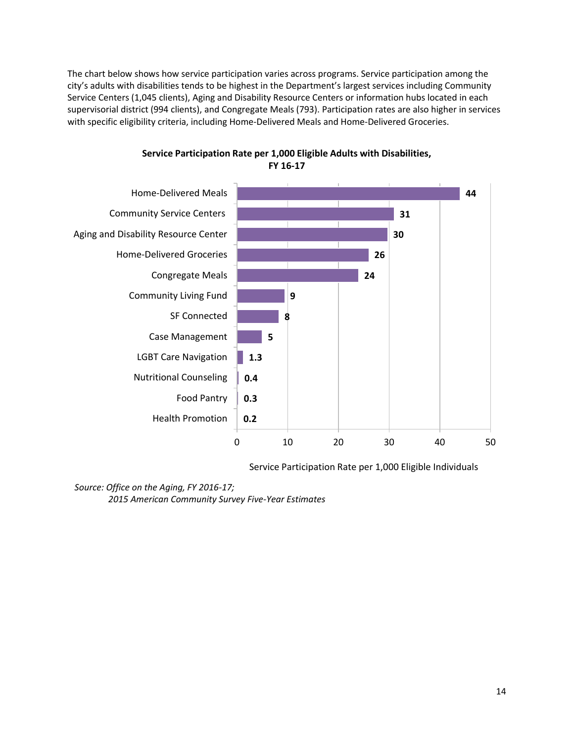The chart below shows how service participation varies across programs. Service participation among the city's adults with disabilities tends to be highest in the Department's largest services including Community Service Centers (1,045 clients), Aging and Disability Resource Centers or information hubs located in each supervisorial district (994 clients), and Congregate Meals (793). Participation rates are also higher in services with specific eligibility criteria, including Home-Delivered Meals and Home-Delivered Groceries.

**Service Participation Rate per 1,000 Eligible Adults with Disabilities, FY 16-17**

| Service | Service Participation Rate per 1,000 Eligible Individuals |
|---|---|
| Home-Delivered Meals | 44 |
| Community Service Centers | 31 |
| Aging and Disability Resource Center | 30 |
| Home-Delivered Groceries | 26 |
| Congregate Meals | 24 |
| Community Living Fund | 9 |
| SF Connected | 8 |
| Case Management | 5 |
| LGBT Care Navigation | 1.3 |
| Nutritional Counseling | 0.4 |
| Food Pantry | 0.3 |
| Health Promotion | 0.2 |

*Source: Office on the Aging, FY 2016-17;*
*2015 American Community Survey Five-Year Estimates*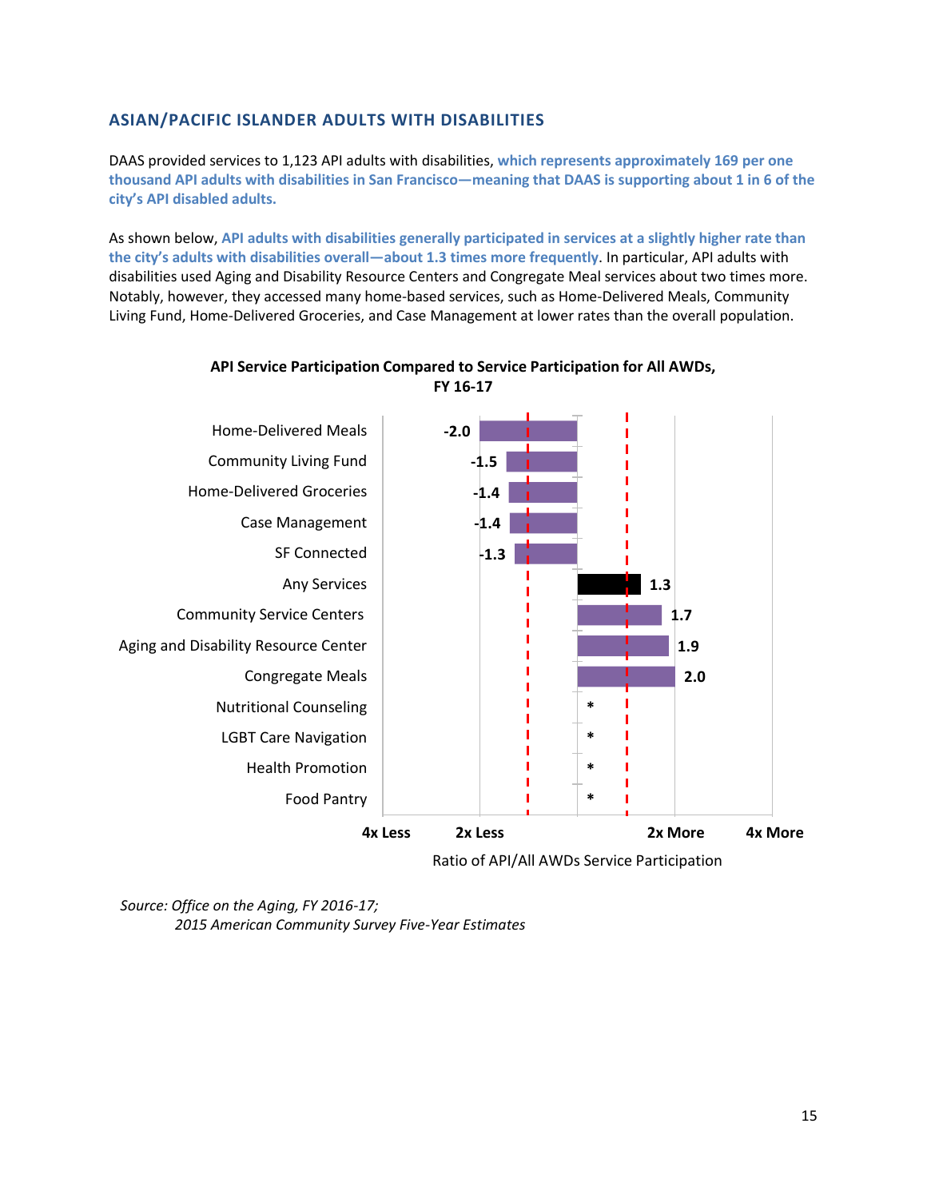## ASIAN/PACIFIC ISLANDER ADULTS WITH DISABILITIES

DAAS provided services to 1,123 API adults with disabilities, **which represents approximately 169 per one thousand API adults with disabilities in San Francisco—meaning that DAAS is supporting about 1 in 6 of the city's API disabled adults.**

As shown below, **API adults with disabilities generally participated in services at a slightly higher rate than the city's adults with disabilities overall—about 1.3 times more frequently**. In particular, API adults with disabilities used Aging and Disability Resource Centers and Congregate Meal services about two times more. Notably, however, they accessed many home-based services, such as Home-Delivered Meals, Community Living Fund, Home-Delivered Groceries, and Case Management at lower rates than the overall population.

**API Service Participation Compared to Service Participation for All AWDs, FY 16-17**

| Service | Ratio of API/All AWDs Service Participation |
|---|---|
| Home-Delivered Meals | -2.0 |
| Community Living Fund | -1.5 |
| Home-Delivered Groceries | -1.4 |
| Case Management | -1.4 |
| SF Connected | -1.3 |
| Any Services | 1.3 |
| Community Service Centers | 1.7 |
| Aging and Disability Resource Center | 1.9 |
| Congregate Meals | 2.0 |
| Nutritional Counseling | * |
| LGBT Care Navigation | * |
| Health Promotion | * |
| Food Pantry | * |

Axis: 4x Less, 2x Less, 2x More, 4x More — Ratio of API/All AWDs Service Participation

*Source: Office on the Aging, FY 2016-17;*
*2015 American Community Survey Five-Year Estimates*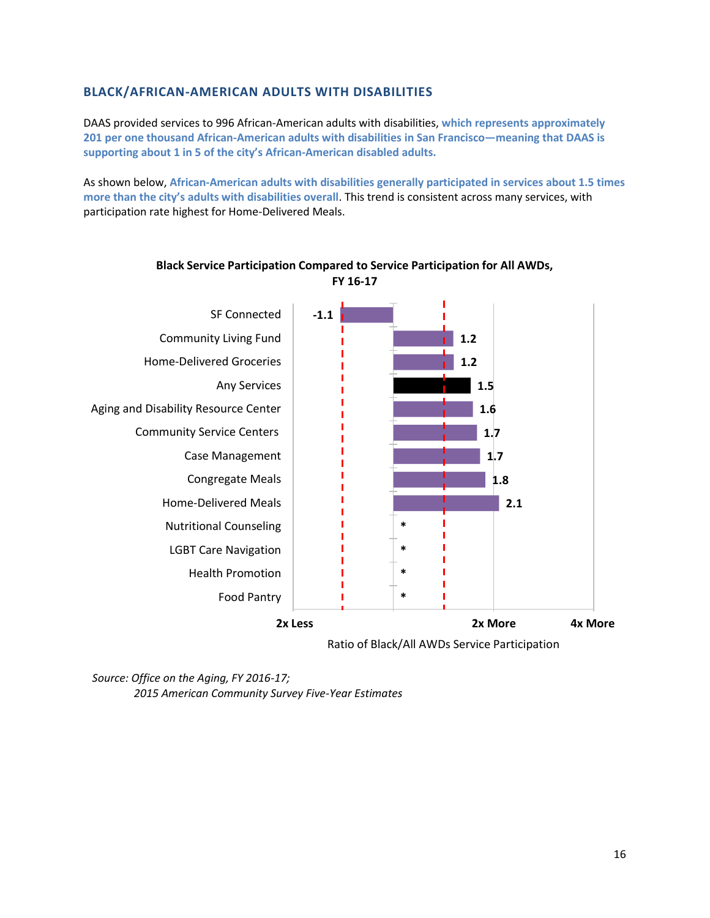### BLACK/AFRICAN-AMERICAN ADULTS WITH DISABILITIES

DAAS provided services to 996 African-American adults with disabilities, **which represents approximately 201 per one thousand African-American adults with disabilities in San Francisco—meaning that DAAS is supporting about 1 in 5 of the city's African-American disabled adults.**

As shown below, **African-American adults with disabilities generally participated in services about 1.5 times more than the city's adults with disabilities overall**. This trend is consistent across many services, with participation rate highest for Home-Delivered Meals.

**Black Service Participation Compared to Service Participation for All AWDs, FY 16-17**

| Service | Ratio of Black/All AWDs Service Participation |
|---|---|
| SF Connected | -1.1 |
| Community Living Fund | 1.2 |
| Home-Delivered Groceries | 1.2 |
| Any Services | 1.5 |
| Aging and Disability Resource Center | 1.6 |
| Community Service Centers | 1.7 |
| Case Management | 1.7 |
| Congregate Meals | 1.8 |
| Home-Delivered Meals | 2.1 |
| Nutritional Counseling | * |
| LGBT Care Navigation | * |
| Health Promotion | * |
| Food Pantry | * |

Axis: 2x Less — 2x More — 4x More

Ratio of Black/All AWDs Service Participation

*Source: Office on the Aging, FY 2016-17;*
*2015 American Community Survey Five-Year Estimates*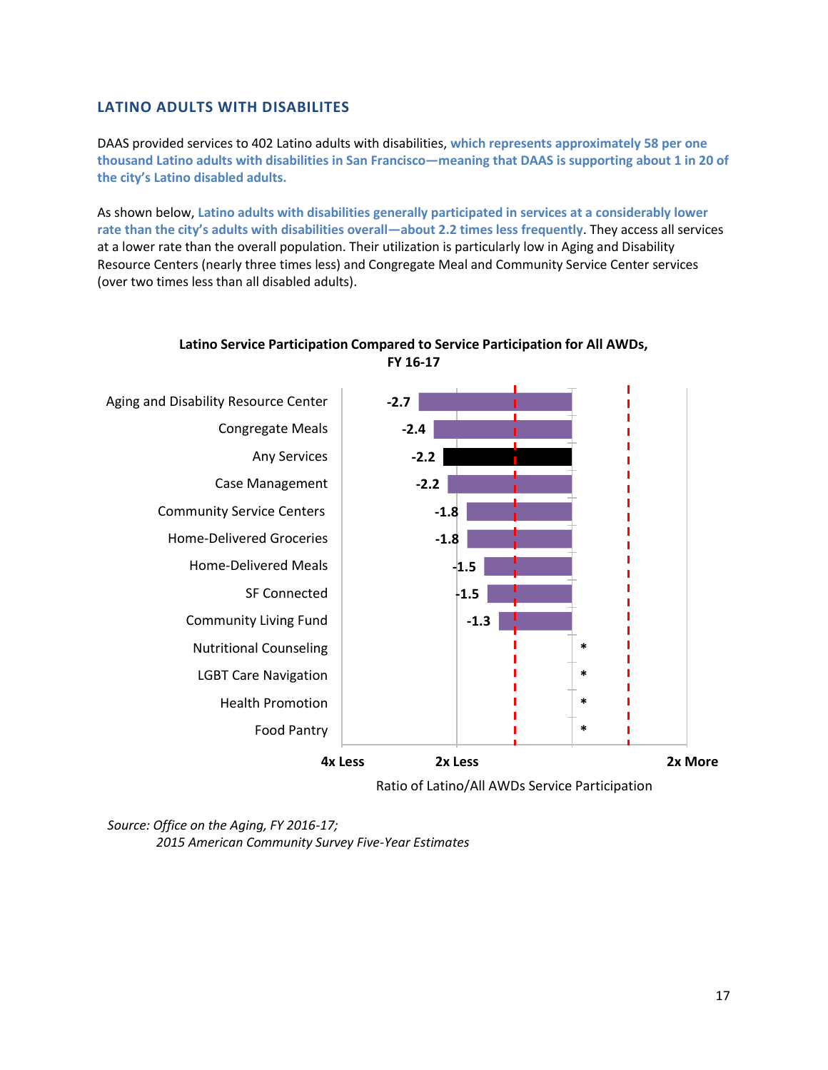### LATINO ADULTS WITH DISABILITES

DAAS provided services to 402 Latino adults with disabilities, **which represents approximately 58 per one thousand Latino adults with disabilities in San Francisco—meaning that DAAS is supporting about 1 in 20 of the city's Latino disabled adults.**

As shown below, **Latino adults with disabilities generally participated in services at a considerably lower rate than the city's adults with disabilities overall—about 2.2 times less frequently**. They access all services at a lower rate than the overall population. Their utilization is particularly low in Aging and Disability Resource Centers (nearly three times less) and Congregate Meal and Community Service Center services (over two times less than all disabled adults).

**Latino Service Participation Compared to Service Participation for All AWDs, FY 16-17**

| Service | Ratio of Latino/All AWDs Service Participation |
|---|---|
| Aging and Disability Resource Center | -2.7 |
| Congregate Meals | -2.4 |
| Any Services | -2.2 |
| Case Management | -2.2 |
| Community Service Centers | -1.8 |
| Home-Delivered Groceries | -1.8 |
| Home-Delivered Meals | -1.5 |
| SF Connected | -1.5 |
| Community Living Fund | -1.3 |
| Nutritional Counseling | * |
| LGBT Care Navigation | * |
| Health Promotion | * |
| Food Pantry | * |

Axis: 4x Less — 2x Less — 2x More

Ratio of Latino/All AWDs Service Participation

*Source: Office on the Aging, FY 2016-17;*
*2015 American Community Survey Five-Year Estimates*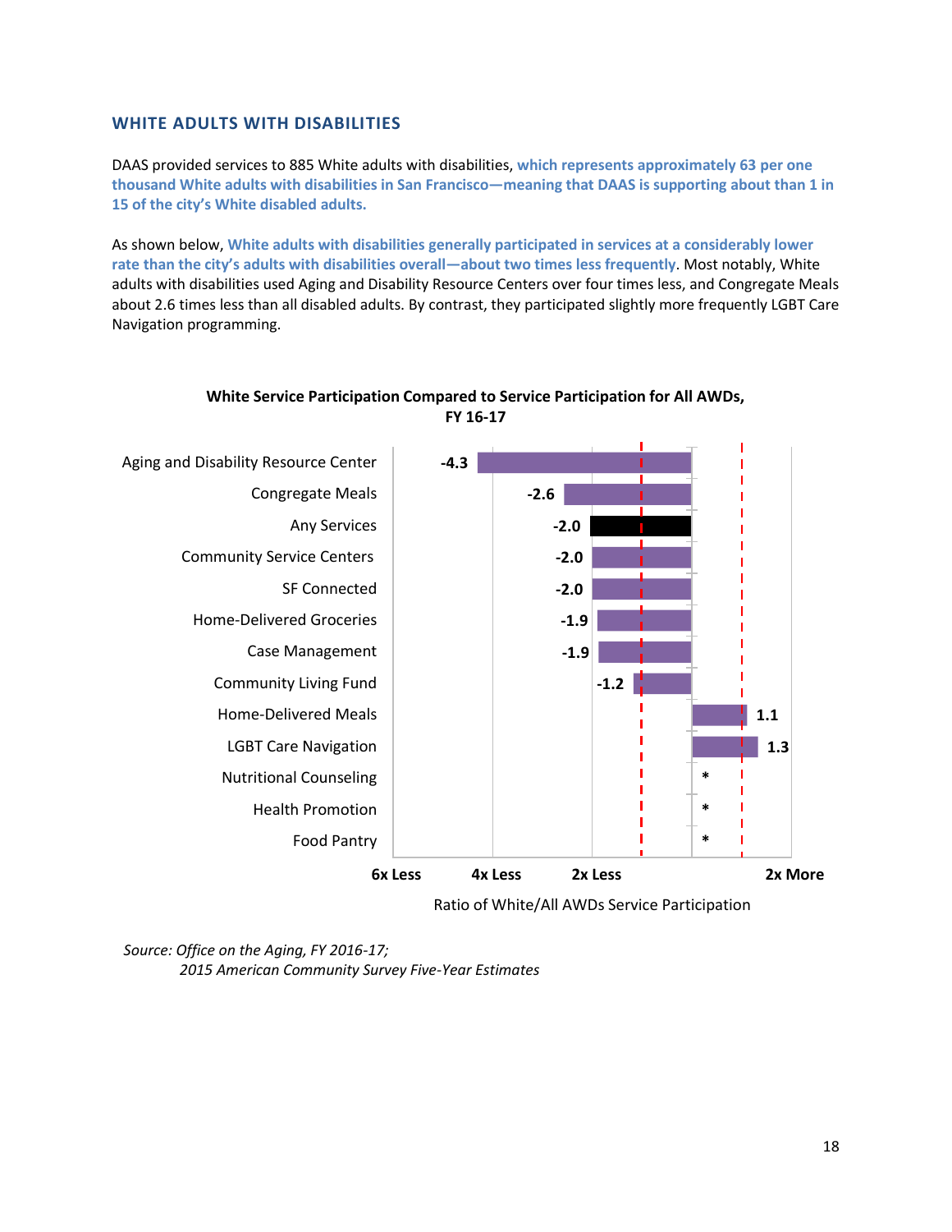## WHITE ADULTS WITH DISABILITIES

DAAS provided services to 885 White adults with disabilities, **which represents approximately 63 per one thousand White adults with disabilities in San Francisco—meaning that DAAS is supporting about than 1 in 15 of the city's White disabled adults.**

As shown below, **White adults with disabilities generally participated in services at a considerably lower rate than the city's adults with disabilities overall—about two times less frequently**. Most notably, White adults with disabilities used Aging and Disability Resource Centers over four times less, and Congregate Meals about 2.6 times less than all disabled adults. By contrast, they participated slightly more frequently LGBT Care Navigation programming.

**White Service Participation Compared to Service Participation for All AWDs, FY 16-17**

| Service | Ratio of White/All AWDs Service Participation |
|---|---|
| Aging and Disability Resource Center | -4.3 |
| Congregate Meals | -2.6 |
| Any Services | -2.0 |
| Community Service Centers | -2.0 |
| SF Connected | -2.0 |
| Home-Delivered Groceries | -1.9 |
| Case Management | -1.9 |
| Community Living Fund | -1.2 |
| Home-Delivered Meals | 1.1 |
| LGBT Care Navigation | 1.3 |
| Nutritional Counseling | * |
| Health Promotion | * |
| Food Pantry | * |

Axis: 6x Less, 4x Less, 2x Less, 2x More — Ratio of White/All AWDs Service Participation

*Source: Office on the Aging, FY 2016-17;*
*2015 American Community Survey Five-Year Estimates*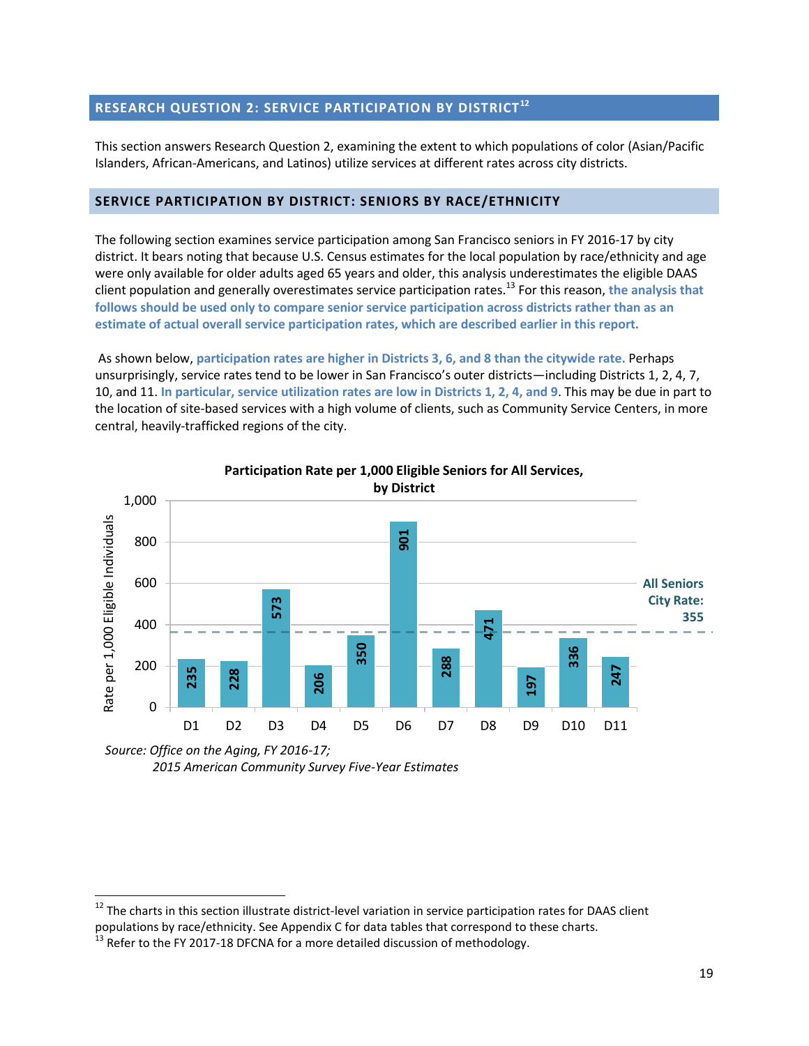## RESEARCH QUESTION 2: SERVICE PARTICIPATION BY DISTRICT[12]

This section answers Research Question 2, examining the extent to which populations of color (Asian/Pacific Islanders, African-Americans, and Latinos) utilize services at different rates across city districts.

### SERVICE PARTICIPATION BY DISTRICT: SENIORS BY RACE/ETHNICITY

The following section examines service participation among San Francisco seniors in FY 2016-17 by city district. It bears noting that because U.S. Census estimates for the local population by race/ethnicity and age were only available for older adults aged 65 years and older, this analysis underestimates the eligible DAAS client population and generally overestimates service participation rates.[13] For this reason, **the analysis that follows should be used only to compare senior service participation across districts rather than as an estimate of actual overall service participation rates, which are described earlier in this report.**

As shown below, **participation rates are higher in Districts 3, 6, and 8 than the citywide rate.** Perhaps unsurprisingly, service rates tend to be lower in San Francisco's outer districts—including Districts 1, 2, 4, 7, 10, and 11. **In particular, service utilization rates are low in Districts 1, 2, 4, and 9**. This may be due in part to the location of site-based services with a high volume of clients, such as Community Service Centers, in more central, heavily-trafficked regions of the city.

**Participation Rate per 1,000 Eligible Seniors for All Services, by District**

| District | Rate per 1,000 Eligible Individuals |
|---|---|
| D1 | 235 |
| D2 | 228 |
| D3 | 573 |
| D4 | 206 |
| D5 | 350 |
| D6 | 901 |
| D7 | 288 |
| D8 | 471 |
| D9 | 197 |
| D10 | 336 |
| D11 | 247 |

All Seniors City Rate: 355

*Source: Office on the Aging, FY 2016-17; 2015 American Community Survey Five-Year Estimates*

[12] The charts in this section illustrate district-level variation in service participation rates for DAAS client populations by race/ethnicity. See Appendix C for data tables that correspond to these charts.

[13] Refer to the FY 2017-18 DFCNA for a more detailed discussion of methodology.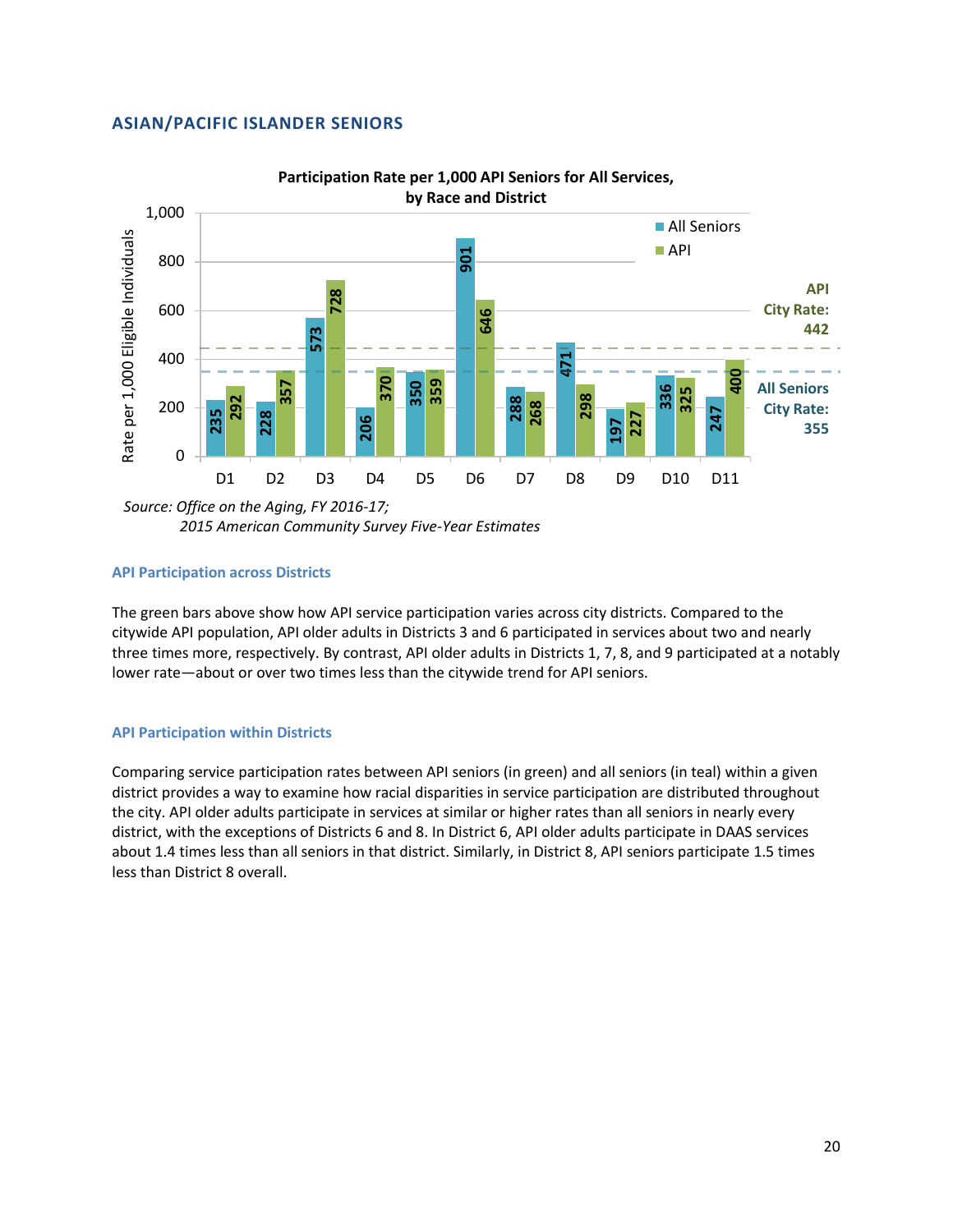## ASIAN/PACIFIC ISLANDER SENIORS

**Participation Rate per 1,000 API Seniors for All Services, by Race and District**

| District | All Seniors | API |
|---|---|---|
| D1 | 235 | 292 |
| D2 | 228 | 357 |
| D3 | 573 | 728 |
| D4 | 206 | 370 |
| D5 | 350 | 359 |
| D6 | 901 | 646 |
| D7 | 288 | 268 |
| D8 | 471 | 298 |
| D9 | 197 | 227 |
| D10 | 336 | 325 |
| D11 | 247 | 400 |

API City Rate: 442

All Seniors City Rate: 355

*Source: Office on the Aging, FY 2016-17; 2015 American Community Survey Five-Year Estimates*

### API Participation across Districts

The green bars above show how API service participation varies across city districts. Compared to the citywide API population, API older adults in Districts 3 and 6 participated in services about two and nearly three times more, respectively. By contrast, API older adults in Districts 1, 7, 8, and 9 participated at a notably lower rate—about or over two times less than the citywide trend for API seniors.

### API Participation within Districts

Comparing service participation rates between API seniors (in green) and all seniors (in teal) within a given district provides a way to examine how racial disparities in service participation are distributed throughout the city. API older adults participate in services at similar or higher rates than all seniors in nearly every district, with the exceptions of Districts 6 and 8. In District 6, API older adults participate in DAAS services about 1.4 times less than all seniors in that district. Similarly, in District 8, API seniors participate 1.5 times less than District 8 overall.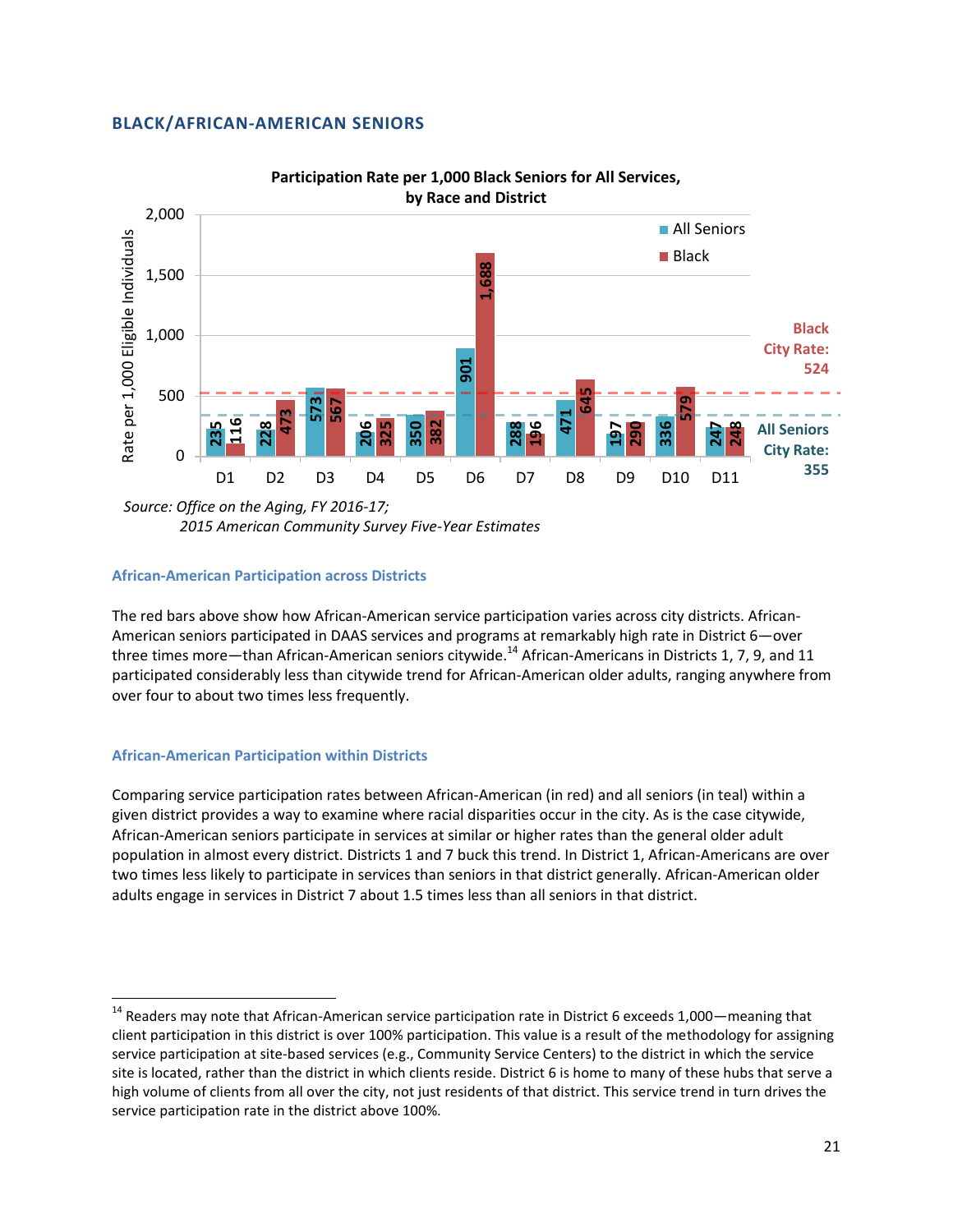## BLACK/AFRICAN-AMERICAN SENIORS

**Participation Rate per 1,000 Black Seniors for All Services, by Race and District**

| District | All Seniors | Black |
|---|---|---|
| D1 | 235 | 116 |
| D2 | 228 | 473 |
| D3 | 573 | 567 |
| D4 | 206 | 325 |
| D5 | 350 | 382 |
| D6 | 901 | 1,688 |
| D7 | 288 | 196 |
| D8 | 471 | 645 |
| D9 | 197 | 290 |
| D10 | 336 | 579 |
| D11 | 247 | 248 |

Black City Rate: 524

All Seniors City Rate: 355

*Source: Office on the Aging, FY 2016-17; 2015 American Community Survey Five-Year Estimates*

### African-American Participation across Districts

The red bars above show how African-American service participation varies across city districts. African-American seniors participated in DAAS services and programs at remarkably high rate in District 6—over three times more—than African-American seniors citywide.[14] African-Americans in Districts 1, 7, 9, and 11 participated considerably less than citywide trend for African-American older adults, ranging anywhere from over four to about two times less frequently.

### African-American Participation within Districts

Comparing service participation rates between African-American (in red) and all seniors (in teal) within a given district provides a way to examine where racial disparities occur in the city. As is the case citywide, African-American seniors participate in services at similar or higher rates than the general older adult population in almost every district. Districts 1 and 7 buck this trend. In District 1, African-Americans are over two times less likely to participate in services than seniors in that district generally. African-American older adults engage in services in District 7 about 1.5 times less than all seniors in that district.

---

[14] Readers may note that African-American service participation rate in District 6 exceeds 1,000—meaning that client participation in this district is over 100% participation. This value is a result of the methodology for assigning service participation at site-based services (e.g., Community Service Centers) to the district in which the service site is located, rather than the district in which clients reside. District 6 is home to many of these hubs that serve a high volume of clients from all over the city, not just residents of that district. This service trend in turn drives the service participation rate in the district above 100%.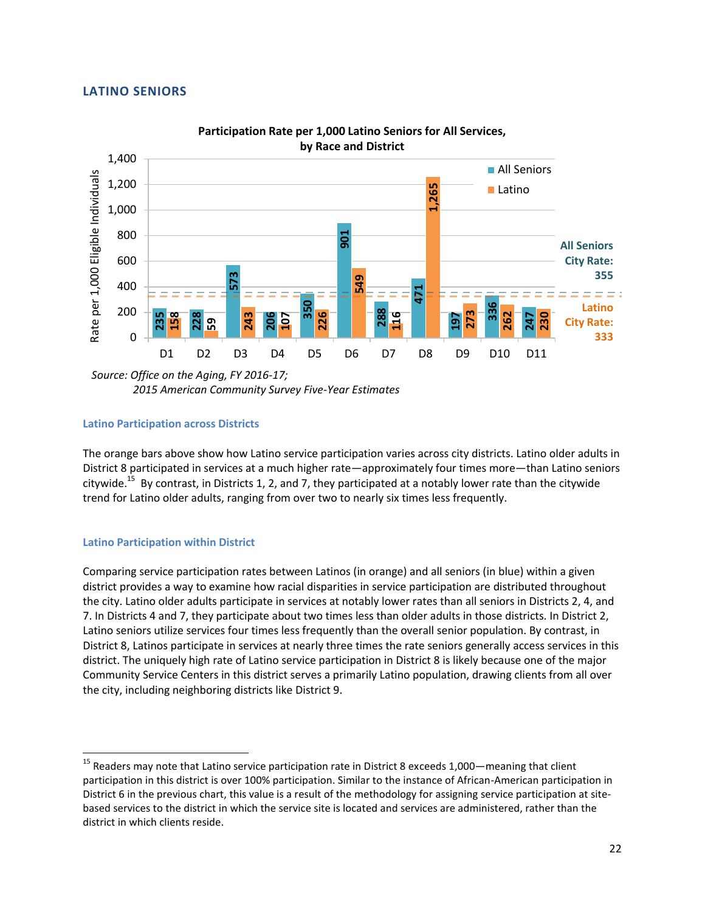## LATINO SENIORS

**Participation Rate per 1,000 Latino Seniors for All Services, by Race and District**

| District | All Seniors | Latino |
|---|---|---|
| D1 | 235 | 158 |
| D2 | 228 | 59 |
| D3 | 573 | 243 |
| D4 | 206 | 107 |
| D5 | 350 | 226 |
| D6 | 901 | 549 |
| D7 | 288 | 116 |
| D8 | 471 | 1,265 |
| D9 | 197 | 273 |
| D10 | 336 | 262 |
| D11 | 247 | 230 |

All Seniors City Rate: 355

Latino City Rate: 333

*Source: Office on the Aging, FY 2016-17; 2015 American Community Survey Five-Year Estimates*

### Latino Participation across Districts

The orange bars above show how Latino service participation varies across city districts. Latino older adults in District 8 participated in services at a much higher rate—approximately four times more—than Latino seniors citywide.[15] By contrast, in Districts 1, 2, and 7, they participated at a notably lower rate than the citywide trend for Latino older adults, ranging from over two to nearly six times less frequently.

### Latino Participation within District

Comparing service participation rates between Latinos (in orange) and all seniors (in blue) within a given district provides a way to examine how racial disparities in service participation are distributed throughout the city. Latino older adults participate in services at notably lower rates than all seniors in Districts 2, 4, and 7. In Districts 4 and 7, they participate about two times less than older adults in those districts. In District 2, Latino seniors utilize services four times less frequently than the overall senior population. By contrast, in District 8, Latinos participate in services at nearly three times the rate seniors generally access services in this district. The uniquely high rate of Latino service participation in District 8 is likely because one of the major Community Service Centers in this district serves a primarily Latino population, drawing clients from all over the city, including neighboring districts like District 9.

[15] Readers may note that Latino service participation rate in District 8 exceeds 1,000—meaning that client participation in this district is over 100% participation. Similar to the instance of African-American participation in District 6 in the previous chart, this value is a result of the methodology for assigning service participation at site-based services to the district in which the service site is located and services are administered, rather than the district in which clients reside.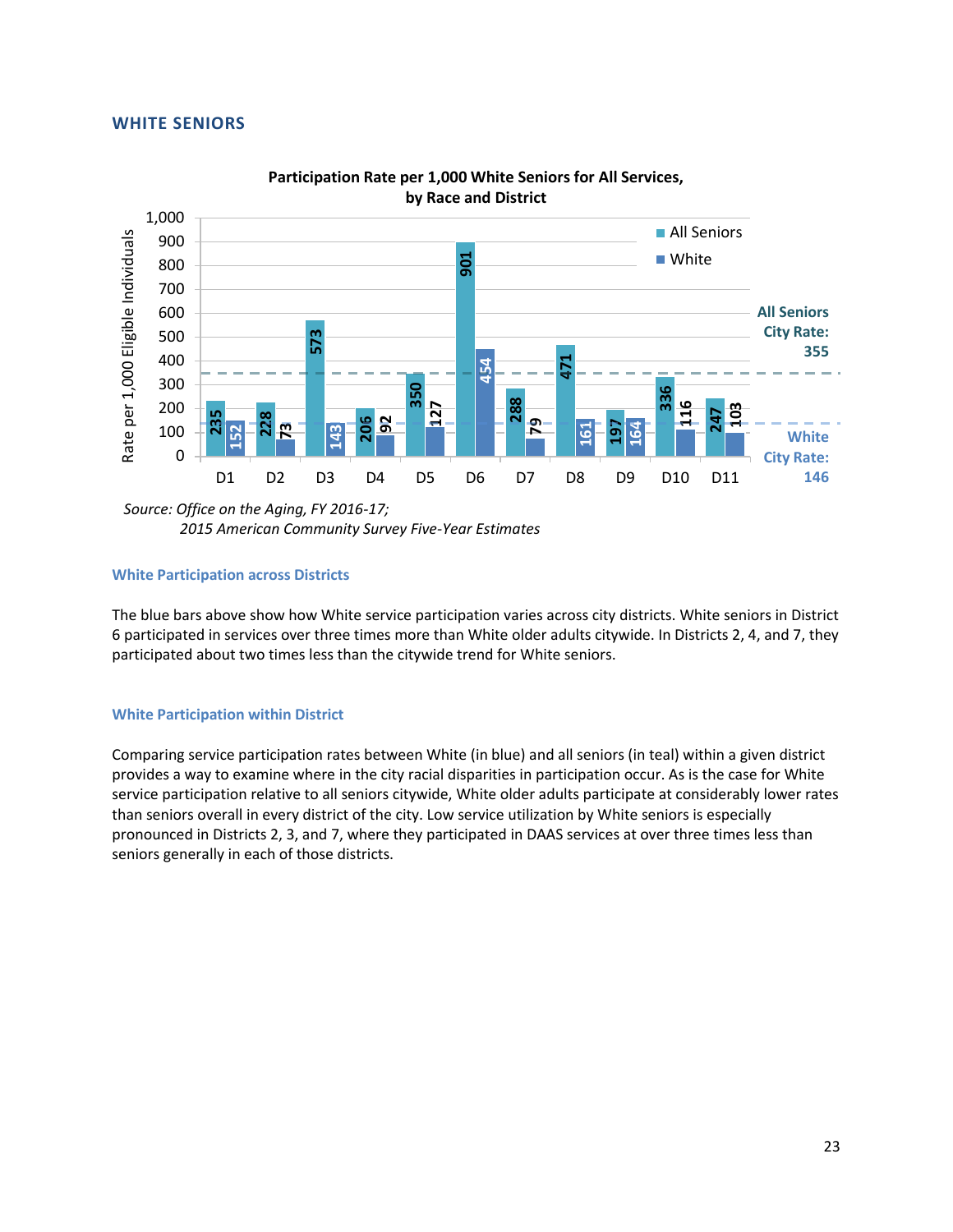## WHITE SENIORS

**Participation Rate per 1,000 White Seniors for All Services, by Race and District**

| District | All Seniors | White |
|---|---|---|
| D1 | 235 | 152 |
| D2 | 228 | 73 |
| D3 | 573 | 143 |
| D4 | 206 | 92 |
| D5 | 350 | 127 |
| D6 | 901 | 454 |
| D7 | 288 | 79 |
| D8 | 471 | 161 |
| D9 | 197 | 164 |
| D10 | 336 | 116 |
| D11 | 247 | 103 |

All Seniors City Rate: 355

White City Rate: 146

*Source: Office on the Aging, FY 2016-17;*
*2015 American Community Survey Five-Year Estimates*

### White Participation across Districts

The blue bars above show how White service participation varies across city districts. White seniors in District 6 participated in services over three times more than White older adults citywide. In Districts 2, 4, and 7, they participated about two times less than the citywide trend for White seniors.

### White Participation within District

Comparing service participation rates between White (in blue) and all seniors (in teal) within a given district provides a way to examine where in the city racial disparities in participation occur. As is the case for White service participation relative to all seniors citywide, White older adults participate at considerably lower rates than seniors overall in every district of the city. Low service utilization by White seniors is especially pronounced in Districts 2, 3, and 7, where they participated in DAAS services at over three times less than seniors generally in each of those districts.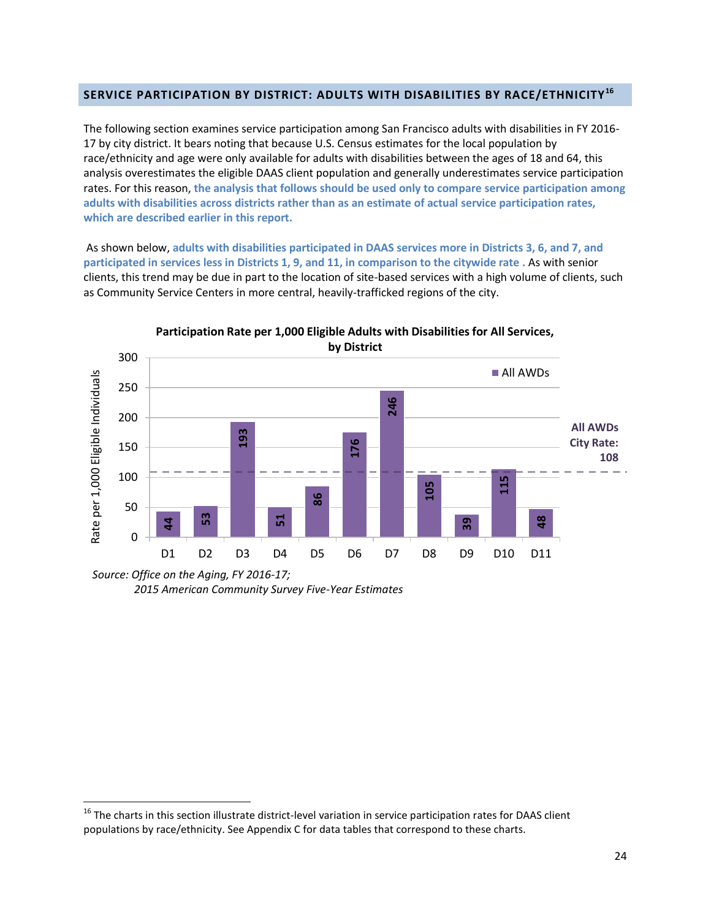## SERVICE PARTICIPATION BY DISTRICT: ADULTS WITH DISABILITIES BY RACE/ETHNICITY[16]

The following section examines service participation among San Francisco adults with disabilities in FY 2016-17 by city district. It bears noting that because U.S. Census estimates for the local population by race/ethnicity and age were only available for adults with disabilities between the ages of 18 and 64, this analysis overestimates the eligible DAAS client population and generally underestimates service participation rates. For this reason, **the analysis that follows should be used only to compare service participation among adults with disabilities across districts rather than as an estimate of actual service participation rates, which are described earlier in this report.**

As shown below, **adults with disabilities participated in DAAS services more in Districts 3, 6, and 7, and participated in services less in Districts 1, 9, and 11, in comparison to the citywide rate .** As with senior clients, this trend may be due in part to the location of site-based services with a high volume of clients, such as Community Service Centers in more central, heavily-trafficked regions of the city.

**Participation Rate per 1,000 Eligible Adults with Disabilities for All Services, by District**

| District | All AWDs (Rate per 1,000 Eligible Individuals) |
|---|---|
| D1 | 44 |
| D2 | 53 |
| D3 | 193 |
| D4 | 51 |
| D5 | 86 |
| D6 | 176 |
| D7 | 246 |
| D8 | 105 |
| D9 | 39 |
| D10 | 115 |
| D11 | 48 |

All AWDs City Rate: 108

*Source: Office on the Aging, FY 2016-17;*
*2015 American Community Survey Five-Year Estimates*

[16] The charts in this section illustrate district-level variation in service participation rates for DAAS client populations by race/ethnicity. See Appendix C for data tables that correspond to these charts.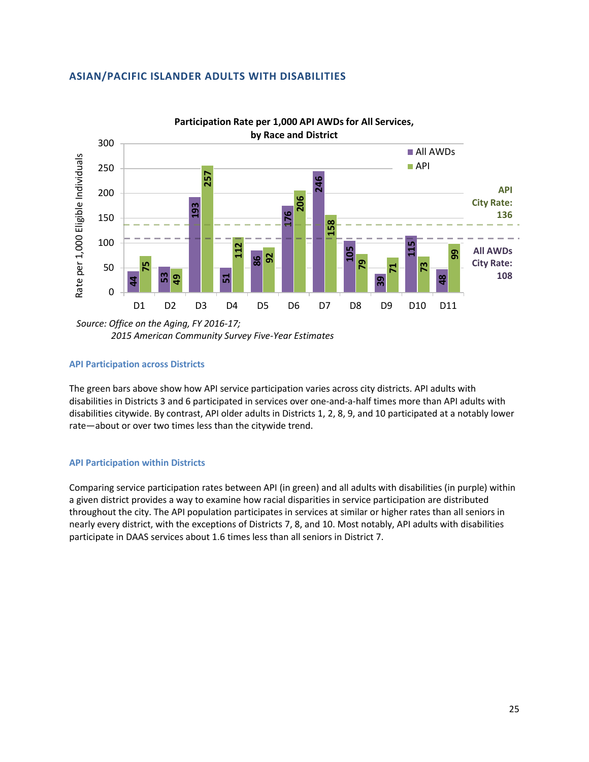## ASIAN/PACIFIC ISLANDER ADULTS WITH DISABILITIES

**Participation Rate per 1,000 API AWDs for All Services, by Race and District**

| District | All AWDs | API |
|---|---|---|
| D1 | 44 | 75 |
| D2 | 53 | 49 |
| D3 | 193 | 257 |
| D4 | 51 | 112 |
| D5 | 86 | 92 |
| D6 | 176 | 206 |
| D7 | 246 | 158 |
| D8 | 105 | 79 |
| D9 | 39 | 71 |
| D10 | 115 | 73 |
| D11 | 48 | 99 |

API City Rate: 136

All AWDs City Rate: 108

*Source: Office on the Aging, FY 2016-17; 2015 American Community Survey Five-Year Estimates*

### API Participation across Districts

The green bars above show how API service participation varies across city districts. API adults with disabilities in Districts 3 and 6 participated in services over one-and-a-half times more than API adults with disabilities citywide. By contrast, API older adults in Districts 1, 2, 8, 9, and 10 participated at a notably lower rate—about or over two times less than the citywide trend.

### API Participation within Districts

Comparing service participation rates between API (in green) and all adults with disabilities (in purple) within a given district provides a way to examine how racial disparities in service participation are distributed throughout the city. The API population participates in services at similar or higher rates than all seniors in nearly every district, with the exceptions of Districts 7, 8, and 10. Most notably, API adults with disabilities participate in DAAS services about 1.6 times less than all seniors in District 7.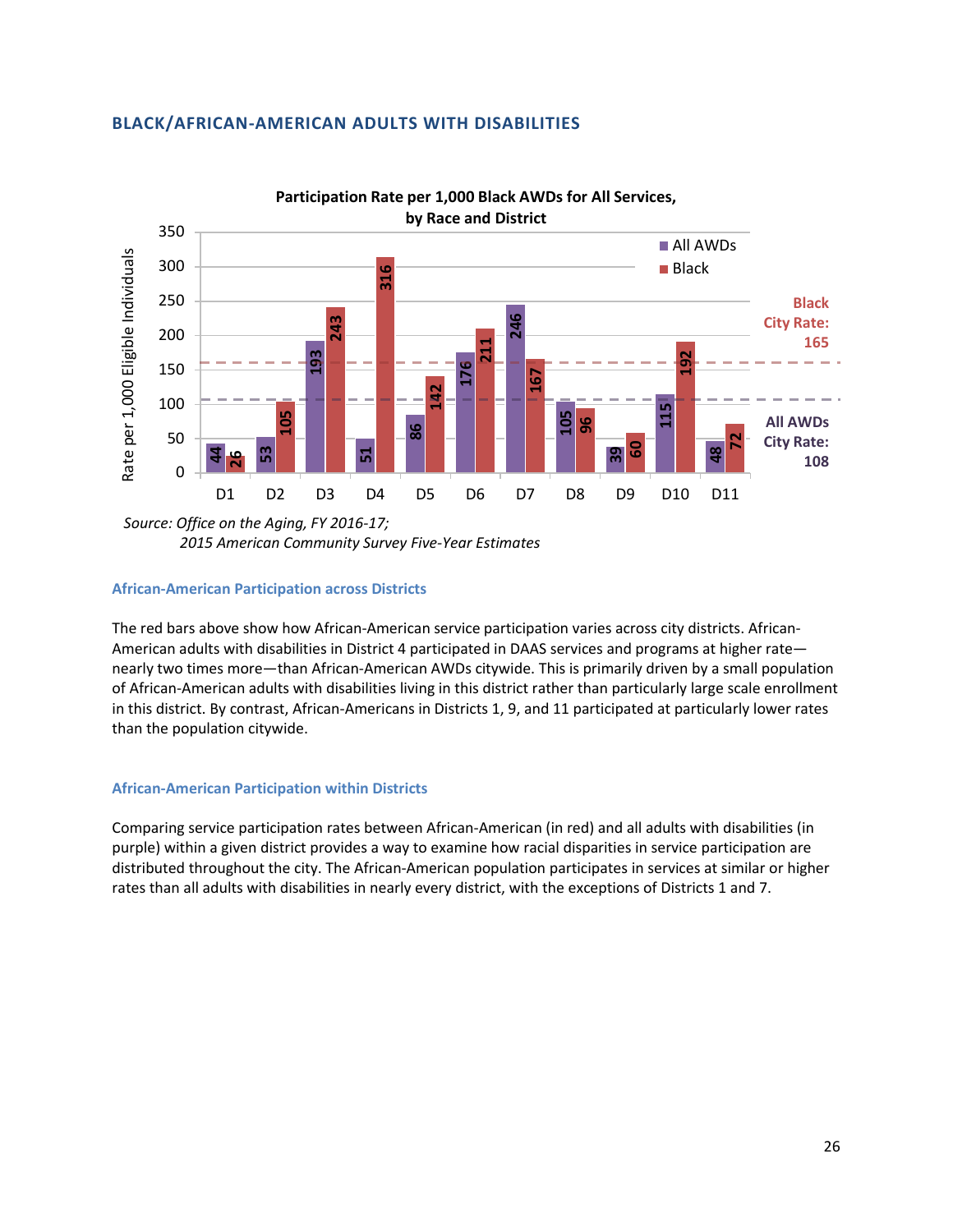## BLACK/AFRICAN-AMERICAN ADULTS WITH DISABILITIES

**Participation Rate per 1,000 Black AWDs for All Services, by Race and District**

| District | All AWDs | Black |
|---|---|---|
| D1 | 44 | 26 |
| D2 | 53 | 105 |
| D3 | 193 | 243 |
| D4 | 51 | 316 |
| D5 | 86 | 142 |
| D6 | 176 | 211 |
| D7 | 246 | 167 |
| D8 | 105 | 96 |
| D9 | 39 | 60 |
| D10 | 115 | 192 |
| D11 | 48 | 72 |

Black City Rate: 165

All AWDs City Rate: 108

*Source: Office on the Aging, FY 2016-17; 2015 American Community Survey Five-Year Estimates*

### African-American Participation across Districts

The red bars above show how African-American service participation varies across city districts. African-American adults with disabilities in District 4 participated in DAAS services and programs at higher rate—nearly two times more—than African-American AWDs citywide. This is primarily driven by a small population of African-American adults with disabilities living in this district rather than particularly large scale enrollment in this district. By contrast, African-Americans in Districts 1, 9, and 11 participated at particularly lower rates than the population citywide.

### African-American Participation within Districts

Comparing service participation rates between African-American (in red) and all adults with disabilities (in purple) within a given district provides a way to examine how racial disparities in service participation are distributed throughout the city. The African-American population participates in services at similar or higher rates than all adults with disabilities in nearly every district, with the exceptions of Districts 1 and 7.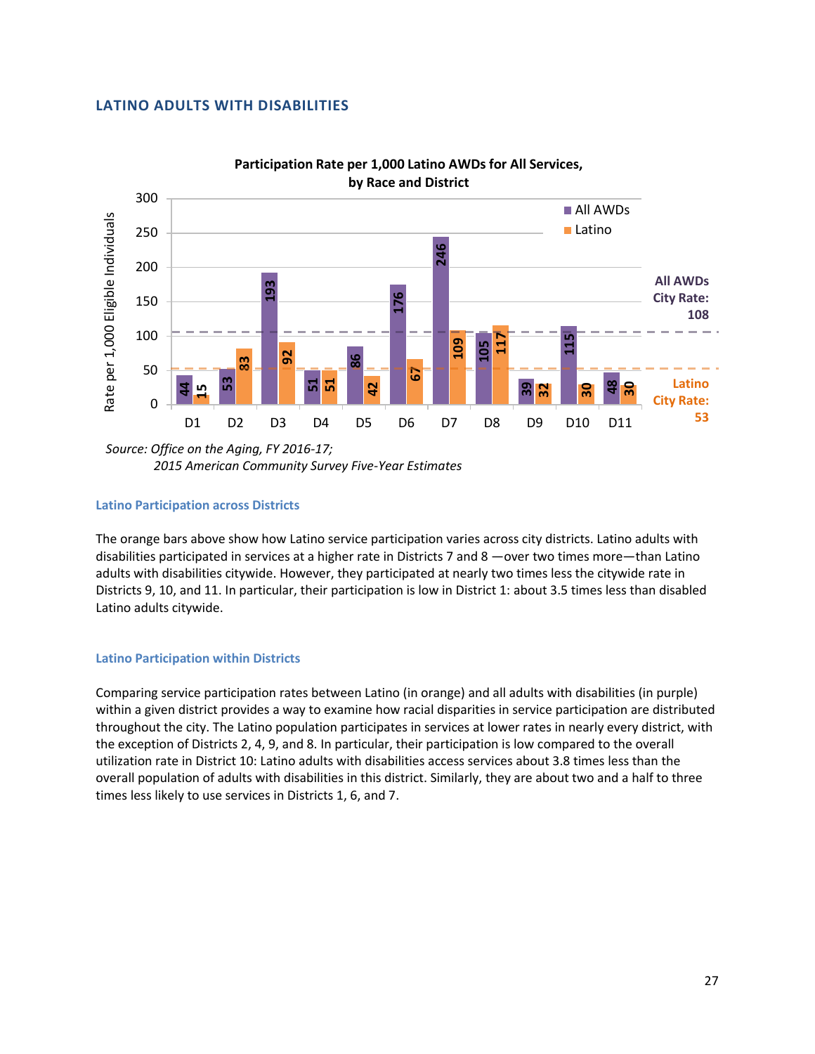## LATINO ADULTS WITH DISABILITIES

**Participation Rate per 1,000 Latino AWDs for All Services, by Race and District**

| District | All AWDs | Latino |
|---|---|---|
| D1 | 44 | 15 |
| D2 | 53 | 83 |
| D3 | 193 | 92 |
| D4 | 51 | 51 |
| D5 | 86 | 42 |
| D6 | 176 | 67 |
| D7 | 246 | 109 |
| D8 | 105 | 117 |
| D9 | 39 | 32 |
| D10 | 115 | 30 |
| D11 | 48 | 30 |

All AWDs City Rate: 108

Latino City Rate: 53

*Source: Office on the Aging, FY 2016-17; 2015 American Community Survey Five-Year Estimates*

### Latino Participation across Districts

The orange bars above show how Latino service participation varies across city districts. Latino adults with disabilities participated in services at a higher rate in Districts 7 and 8 —over two times more—than Latino adults with disabilities citywide. However, they participated at nearly two times less the citywide rate in Districts 9, 10, and 11. In particular, their participation is low in District 1: about 3.5 times less than disabled Latino adults citywide.

### Latino Participation within Districts

Comparing service participation rates between Latino (in orange) and all adults with disabilities (in purple) within a given district provides a way to examine how racial disparities in service participation are distributed throughout the city. The Latino population participates in services at lower rates in nearly every district, with the exception of Districts 2, 4, 9, and 8. In particular, their participation is low compared to the overall utilization rate in District 10: Latino adults with disabilities access services about 3.8 times less than the overall population of adults with disabilities in this district. Similarly, they are about two and a half to three times less likely to use services in Districts 1, 6, and 7.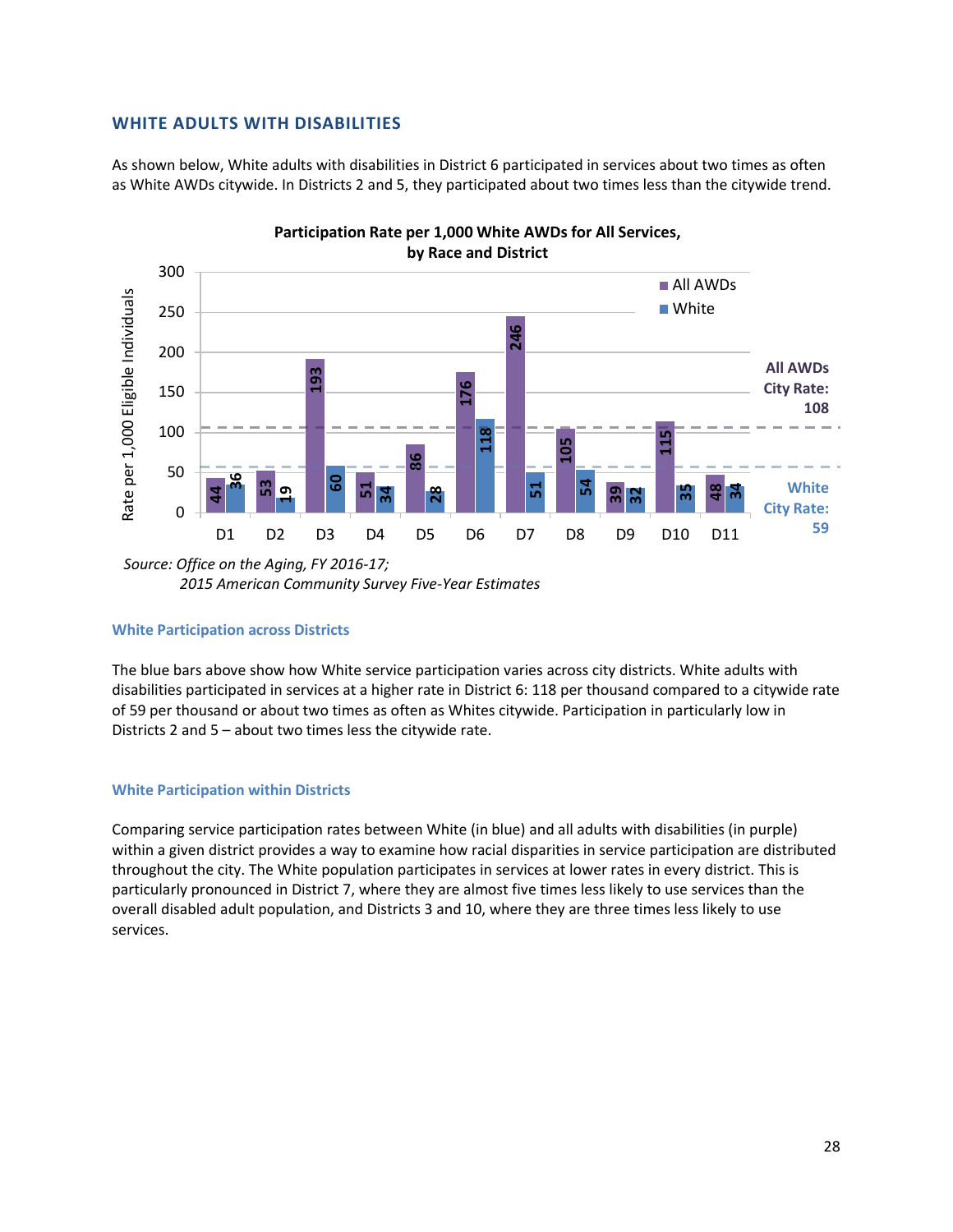## WHITE ADULTS WITH DISABILITIES

As shown below, White adults with disabilities in District 6 participated in services about two times as often as White AWDs citywide. In Districts 2 and 5, they participated about two times less than the citywide trend.

**Participation Rate per 1,000 White AWDs for All Services, by Race and District**

| District | All AWDs | White |
|---|---|---|
| D1 | 44 | 36 |
| D2 | 53 | 19 |
| D3 | 193 | 60 |
| D4 | 51 | 34 |
| D5 | 86 | 28 |
| D6 | 176 | 118 |
| D7 | 246 | 51 |
| D8 | 105 | 54 |
| D9 | 39 | 32 |
| D10 | 115 | 35 |
| D11 | 48 | 34 |

All AWDs City Rate: 108

White City Rate: 59

*Source: Office on the Aging, FY 2016-17; 2015 American Community Survey Five-Year Estimates*

### White Participation across Districts

The blue bars above show how White service participation varies across city districts. White adults with disabilities participated in services at a higher rate in District 6: 118 per thousand compared to a citywide rate of 59 per thousand or about two times as often as Whites citywide. Participation in particularly low in Districts 2 and 5 – about two times less the citywide rate.

### White Participation within Districts

Comparing service participation rates between White (in blue) and all adults with disabilities (in purple) within a given district provides a way to examine how racial disparities in service participation are distributed throughout the city. The White population participates in services at lower rates in every district. This is particularly pronounced in District 7, where they are almost five times less likely to use services than the overall disabled adult population, and Districts 3 and 10, where they are three times less likely to use services.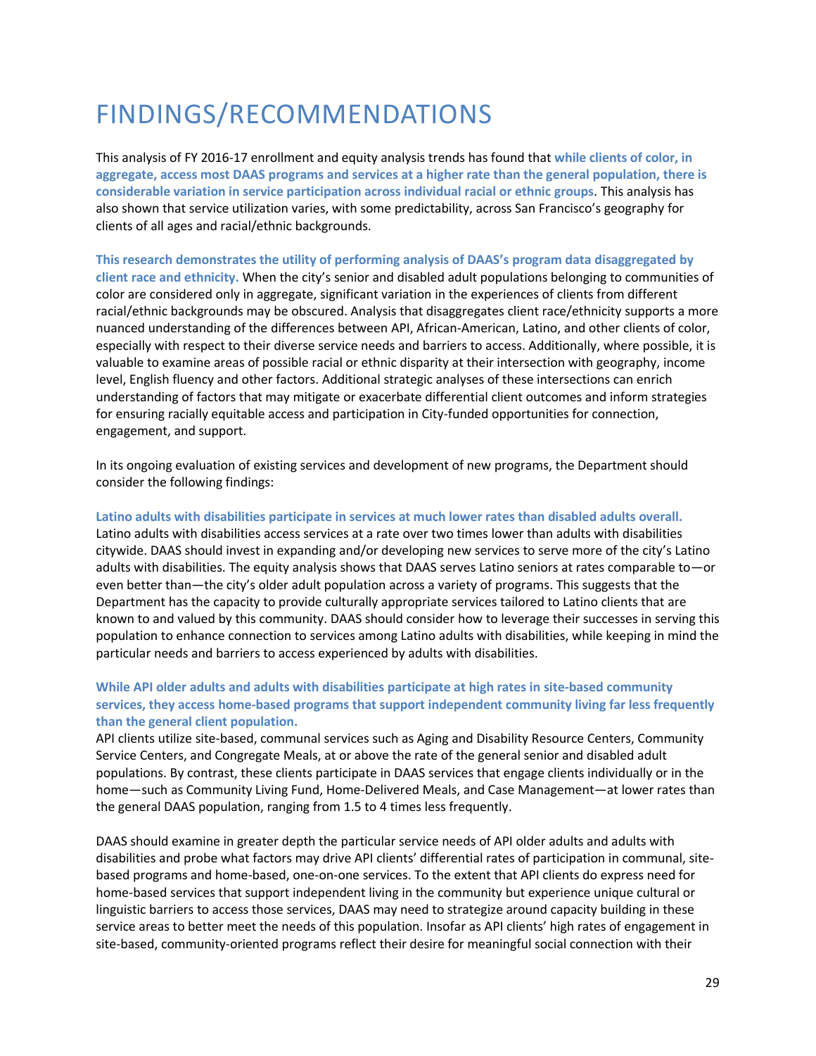# FINDINGS/RECOMMENDATIONS

This analysis of FY 2016-17 enrollment and equity analysis trends has found that **while clients of color, in aggregate, access most DAAS programs and services at a higher rate than the general population, there is considerable variation in service participation across individual racial or ethnic groups**. This analysis has also shown that service utilization varies, with some predictability, across San Francisco's geography for clients of all ages and racial/ethnic backgrounds.

**This research demonstrates the utility of performing analysis of DAAS's program data disaggregated by client race and ethnicity.** When the city's senior and disabled adult populations belonging to communities of color are considered only in aggregate, significant variation in the experiences of clients from different racial/ethnic backgrounds may be obscured. Analysis that disaggregates client race/ethnicity supports a more nuanced understanding of the differences between API, African-American, Latino, and other clients of color, especially with respect to their diverse service needs and barriers to access. Additionally, where possible, it is valuable to examine areas of possible racial or ethnic disparity at their intersection with geography, income level, English fluency and other factors. Additional strategic analyses of these intersections can enrich understanding of factors that may mitigate or exacerbate differential client outcomes and inform strategies for ensuring racially equitable access and participation in City-funded opportunities for connection, engagement, and support.

In its ongoing evaluation of existing services and development of new programs, the Department should consider the following findings:

**Latino adults with disabilities participate in services at much lower rates than disabled adults overall.** Latino adults with disabilities access services at a rate over two times lower than adults with disabilities citywide. DAAS should invest in expanding and/or developing new services to serve more of the city's Latino adults with disabilities. The equity analysis shows that DAAS serves Latino seniors at rates comparable to—or even better than—the city's older adult population across a variety of programs. This suggests that the Department has the capacity to provide culturally appropriate services tailored to Latino clients that are known to and valued by this community. DAAS should consider how to leverage their successes in serving this population to enhance connection to services among Latino adults with disabilities, while keeping in mind the particular needs and barriers to access experienced by adults with disabilities.

**While API older adults and adults with disabilities participate at high rates in site-based community services, they access home-based programs that support independent community living far less frequently than the general client population.**

API clients utilize site-based, communal services such as Aging and Disability Resource Centers, Community Service Centers, and Congregate Meals, at or above the rate of the general senior and disabled adult populations. By contrast, these clients participate in DAAS services that engage clients individually or in the home—such as Community Living Fund, Home-Delivered Meals, and Case Management—at lower rates than the general DAAS population, ranging from 1.5 to 4 times less frequently.

DAAS should examine in greater depth the particular service needs of API older adults and adults with disabilities and probe what factors may drive API clients' differential rates of participation in communal, site-based programs and home-based, one-on-one services. To the extent that API clients do express need for home-based services that support independent living in the community but experience unique cultural or linguistic barriers to access those services, DAAS may need to strategize around capacity building in these service areas to better meet the needs of this population. Insofar as API clients' high rates of engagement in site-based, community-oriented programs reflect their desire for meaningful social connection with their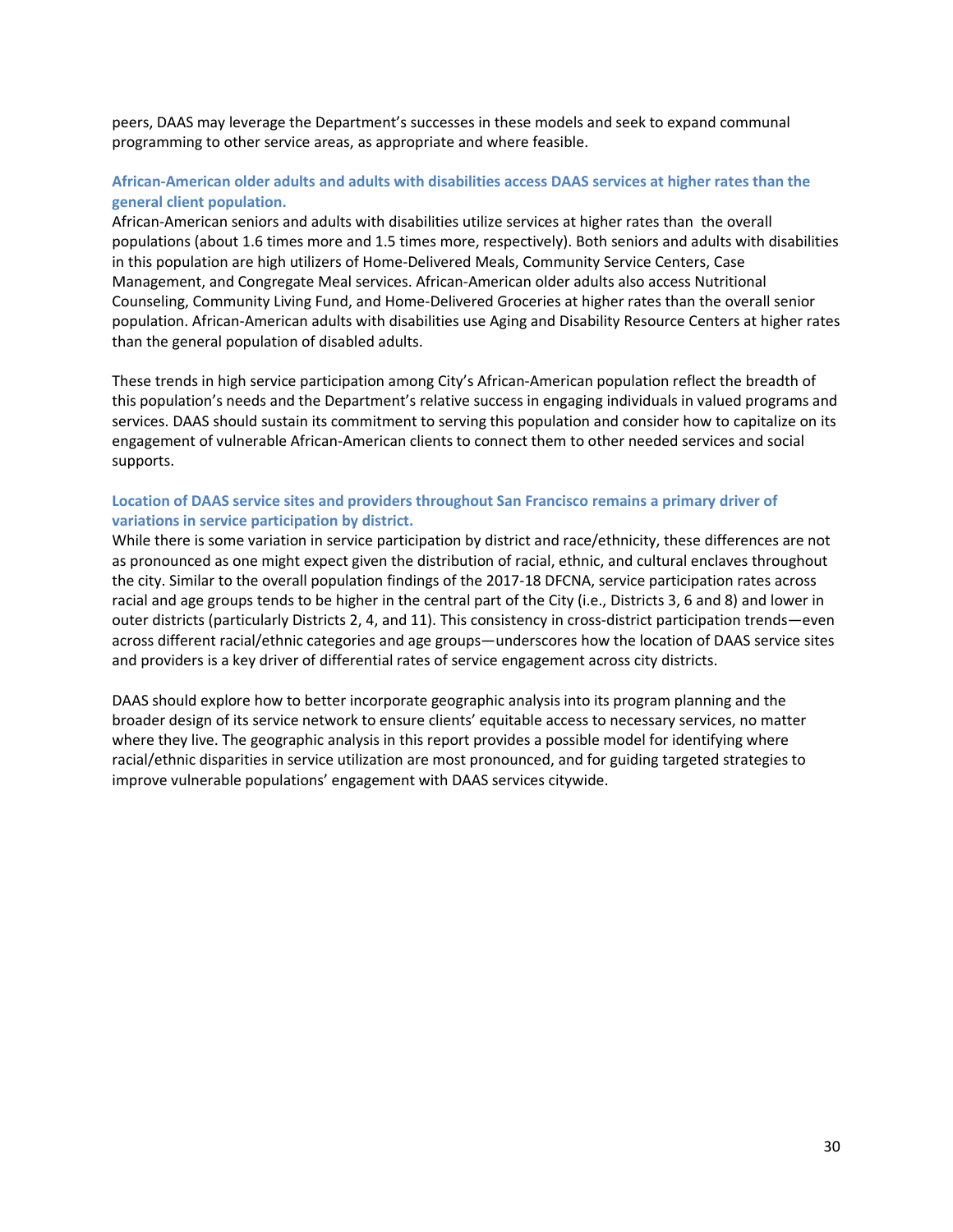peers, DAAS may leverage the Department's successes in these models and seek to expand communal programming to other service areas, as appropriate and where feasible.

### African-American older adults and adults with disabilities access DAAS services at higher rates than the general client population.

African-American seniors and adults with disabilities utilize services at higher rates than the overall populations (about 1.6 times more and 1.5 times more, respectively). Both seniors and adults with disabilities in this population are high utilizers of Home-Delivered Meals, Community Service Centers, Case Management, and Congregate Meal services. African-American older adults also access Nutritional Counseling, Community Living Fund, and Home-Delivered Groceries at higher rates than the overall senior population. African-American adults with disabilities use Aging and Disability Resource Centers at higher rates than the general population of disabled adults.

These trends in high service participation among City's African-American population reflect the breadth of this population's needs and the Department's relative success in engaging individuals in valued programs and services. DAAS should sustain its commitment to serving this population and consider how to capitalize on its engagement of vulnerable African-American clients to connect them to other needed services and social supports.

### Location of DAAS service sites and providers throughout San Francisco remains a primary driver of variations in service participation by district.

While there is some variation in service participation by district and race/ethnicity, these differences are not as pronounced as one might expect given the distribution of racial, ethnic, and cultural enclaves throughout the city. Similar to the overall population findings of the 2017-18 DFCNA, service participation rates across racial and age groups tends to be higher in the central part of the City (i.e., Districts 3, 6 and 8) and lower in outer districts (particularly Districts 2, 4, and 11). This consistency in cross-district participation trends—even across different racial/ethnic categories and age groups—underscores how the location of DAAS service sites and providers is a key driver of differential rates of service engagement across city districts.

DAAS should explore how to better incorporate geographic analysis into its program planning and the broader design of its service network to ensure clients' equitable access to necessary services, no matter where they live. The geographic analysis in this report provides a possible model for identifying where racial/ethnic disparities in service utilization are most pronounced, and for guiding targeted strategies to improve vulnerable populations' engagement with DAAS services citywide.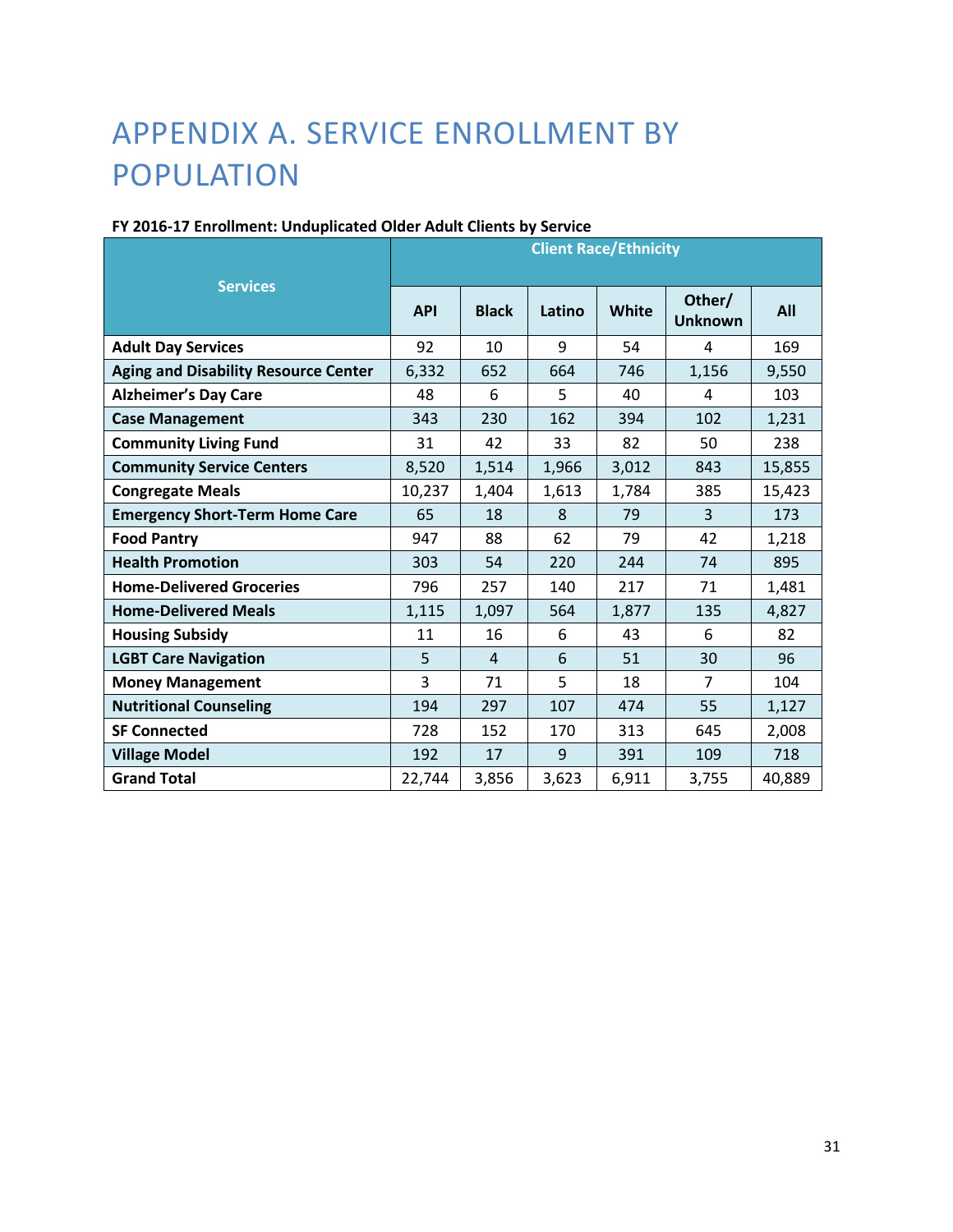# APPENDIX A. SERVICE ENROLLMENT BY POPULATION

**FY 2016-17 Enrollment: Unduplicated Older Adult Clients by Service**

| Services | Client Race/Ethnicity | | | | | |
|---|---|---|---|---|---|---|
| | API | Black | Latino | White | Other/ Unknown | All |
| **Adult Day Services** | 92 | 10 | 9 | 54 | 4 | 169 |
| **Aging and Disability Resource Center** | 6,332 | 652 | 664 | 746 | 1,156 | 9,550 |
| **Alzheimer's Day Care** | 48 | 6 | 5 | 40 | 4 | 103 |
| **Case Management** | 343 | 230 | 162 | 394 | 102 | 1,231 |
| **Community Living Fund** | 31 | 42 | 33 | 82 | 50 | 238 |
| **Community Service Centers** | 8,520 | 1,514 | 1,966 | 3,012 | 843 | 15,855 |
| **Congregate Meals** | 10,237 | 1,404 | 1,613 | 1,784 | 385 | 15,423 |
| **Emergency Short-Term Home Care** | 65 | 18 | 8 | 79 | 3 | 173 |
| **Food Pantry** | 947 | 88 | 62 | 79 | 42 | 1,218 |
| **Health Promotion** | 303 | 54 | 220 | 244 | 74 | 895 |
| **Home-Delivered Groceries** | 796 | 257 | 140 | 217 | 71 | 1,481 |
| **Home-Delivered Meals** | 1,115 | 1,097 | 564 | 1,877 | 135 | 4,827 |
| **Housing Subsidy** | 11 | 16 | 6 | 43 | 6 | 82 |
| **LGBT Care Navigation** | 5 | 4 | 6 | 51 | 30 | 96 |
| **Money Management** | 3 | 71 | 5 | 18 | 7 | 104 |
| **Nutritional Counseling** | 194 | 297 | 107 | 474 | 55 | 1,127 |
| **SF Connected** | 728 | 152 | 170 | 313 | 645 | 2,008 |
| **Village Model** | 192 | 17 | 9 | 391 | 109 | 718 |
| **Grand Total** | 22,744 | 3,856 | 3,623 | 6,911 | 3,755 | 40,889 |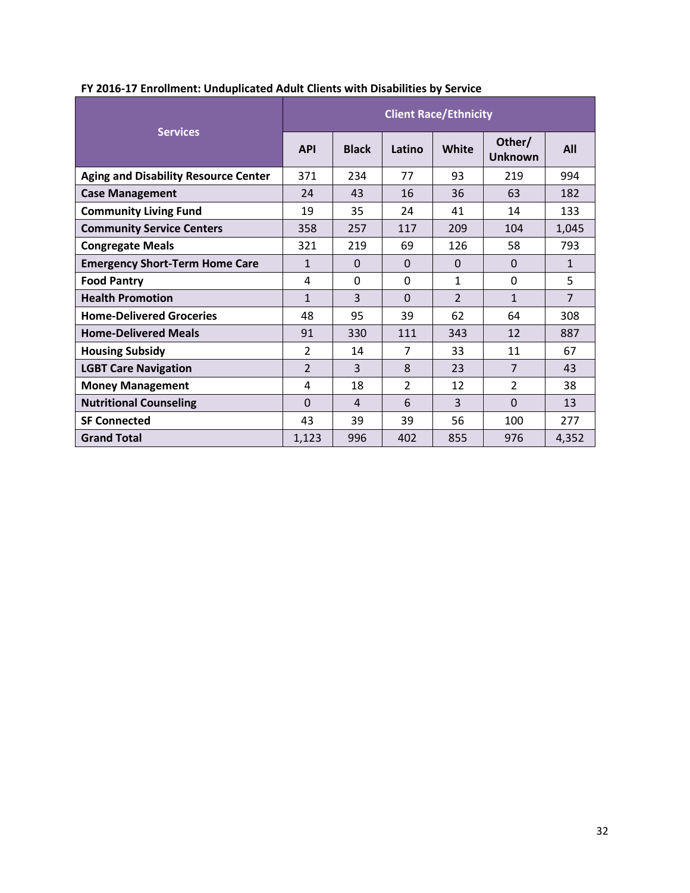**FY 2016-17 Enrollment: Unduplicated Adult Clients with Disabilities by Service**

| Services | Client Race/Ethnicity | | | | | |
|---|---|---|---|---|---|---|
| | API | Black | Latino | White | Other/ Unknown | All |
| **Aging and Disability Resource Center** | 371 | 234 | 77 | 93 | 219 | 994 |
| **Case Management** | 24 | 43 | 16 | 36 | 63 | 182 |
| **Community Living Fund** | 19 | 35 | 24 | 41 | 14 | 133 |
| **Community Service Centers** | 358 | 257 | 117 | 209 | 104 | 1,045 |
| **Congregate Meals** | 321 | 219 | 69 | 126 | 58 | 793 |
| **Emergency Short-Term Home Care** | 1 | 0 | 0 | 0 | 0 | 1 |
| **Food Pantry** | 4 | 0 | 0 | 1 | 0 | 5 |
| **Health Promotion** | 1 | 3 | 0 | 2 | 1 | 7 |
| **Home-Delivered Groceries** | 48 | 95 | 39 | 62 | 64 | 308 |
| **Home-Delivered Meals** | 91 | 330 | 111 | 343 | 12 | 887 |
| **Housing Subsidy** | 2 | 14 | 7 | 33 | 11 | 67 |
| **LGBT Care Navigation** | 2 | 3 | 8 | 23 | 7 | 43 |
| **Money Management** | 4 | 18 | 2 | 12 | 2 | 38 |
| **Nutritional Counseling** | 0 | 4 | 6 | 3 | 0 | 13 |
| **SF Connected** | 43 | 39 | 39 | 56 | 100 | 277 |
| **Grand Total** | 1,123 | 996 | 402 | 855 | 976 | 4,352 |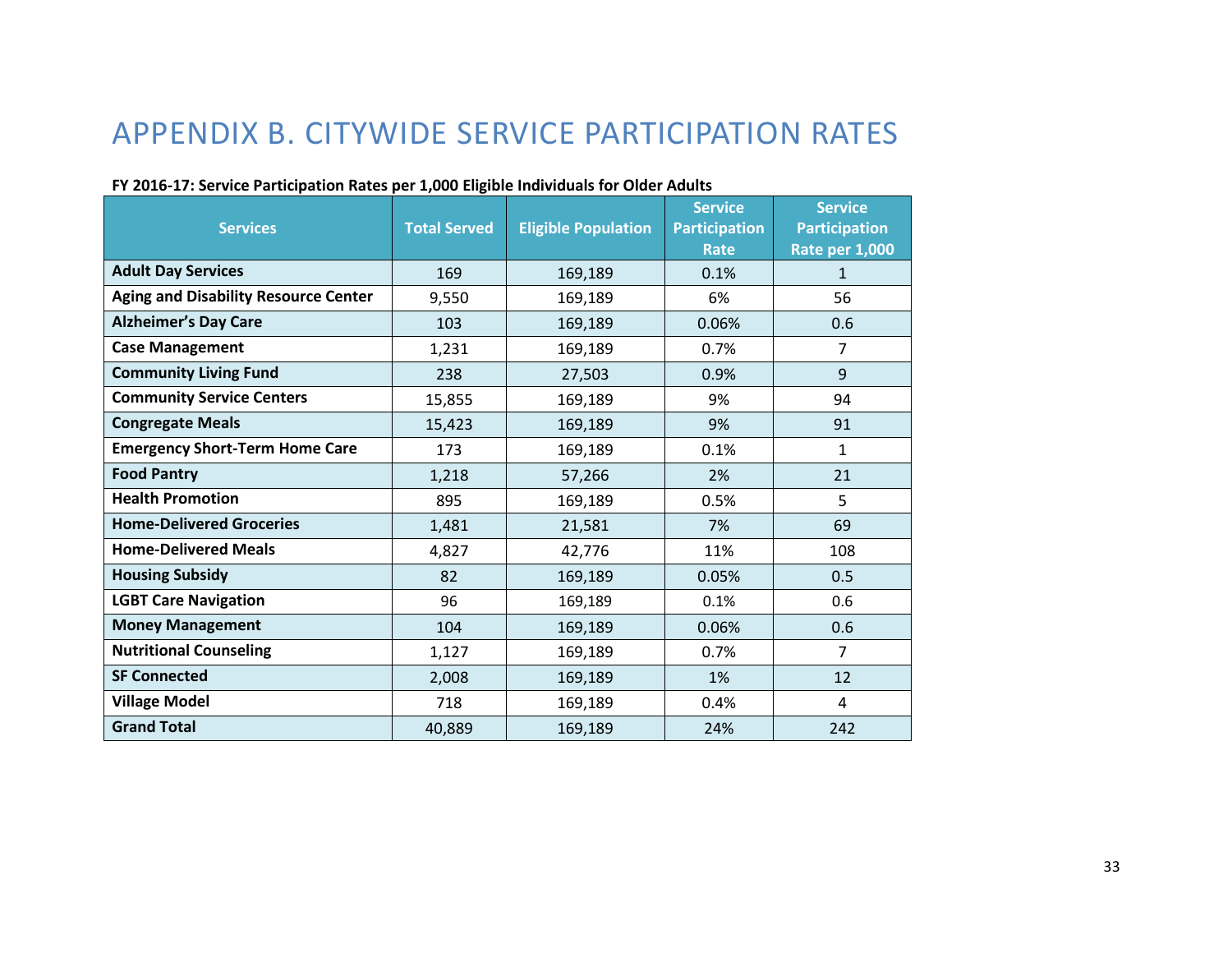# APPENDIX B. CITYWIDE SERVICE PARTICIPATION RATES

**FY 2016-17: Service Participation Rates per 1,000 Eligible Individuals for Older Adults**

| Services | Total Served | Eligible Population | Service Participation Rate | Service Participation Rate per 1,000 |
|---|---|---|---|---|
| **Adult Day Services** | 169 | 169,189 | 0.1% | 1 |
| **Aging and Disability Resource Center** | 9,550 | 169,189 | 6% | 56 |
| **Alzheimer's Day Care** | 103 | 169,189 | 0.06% | 0.6 |
| **Case Management** | 1,231 | 169,189 | 0.7% | 7 |
| **Community Living Fund** | 238 | 27,503 | 0.9% | 9 |
| **Community Service Centers** | 15,855 | 169,189 | 9% | 94 |
| **Congregate Meals** | 15,423 | 169,189 | 9% | 91 |
| **Emergency Short-Term Home Care** | 173 | 169,189 | 0.1% | 1 |
| **Food Pantry** | 1,218 | 57,266 | 2% | 21 |
| **Health Promotion** | 895 | 169,189 | 0.5% | 5 |
| **Home-Delivered Groceries** | 1,481 | 21,581 | 7% | 69 |
| **Home-Delivered Meals** | 4,827 | 42,776 | 11% | 108 |
| **Housing Subsidy** | 82 | 169,189 | 0.05% | 0.5 |
| **LGBT Care Navigation** | 96 | 169,189 | 0.1% | 0.6 |
| **Money Management** | 104 | 169,189 | 0.06% | 0.6 |
| **Nutritional Counseling** | 1,127 | 169,189 | 0.7% | 7 |
| **SF Connected** | 2,008 | 169,189 | 1% | 12 |
| **Village Model** | 718 | 169,189 | 0.4% | 4 |
| **Grand Total** | 40,889 | 169,189 | 24% | 242 |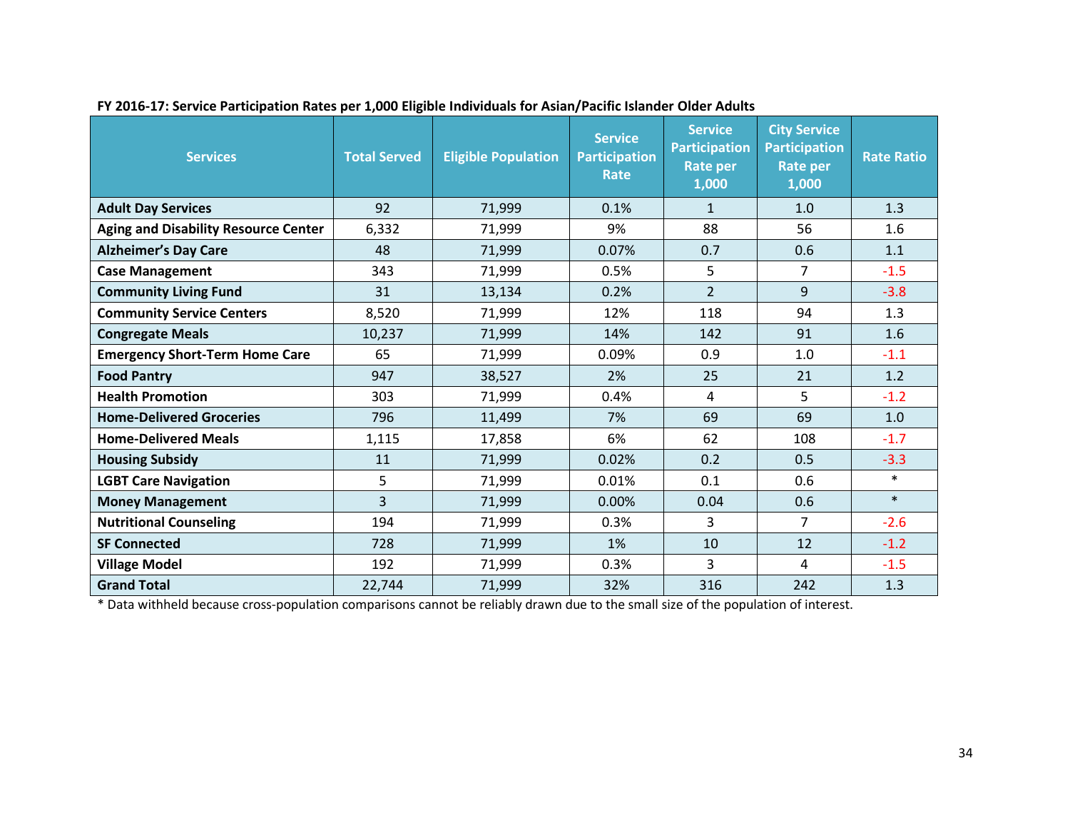**FY 2016-17: Service Participation Rates per 1,000 Eligible Individuals for Asian/Pacific Islander Older Adults**

| Services | Total Served | Eligible Population | Service Participation Rate | Service Participation Rate per 1,000 | City Service Participation Rate per 1,000 | Rate Ratio |
|---|---|---|---|---|---|---|
| **Adult Day Services** | 92 | 71,999 | 0.1% | 1 | 1.0 | 1.3 |
| **Aging and Disability Resource Center** | 6,332 | 71,999 | 9% | 88 | 56 | 1.6 |
| **Alzheimer's Day Care** | 48 | 71,999 | 0.07% | 0.7 | 0.6 | 1.1 |
| **Case Management** | 343 | 71,999 | 0.5% | 5 | 7 | -1.5 |
| **Community Living Fund** | 31 | 13,134 | 0.2% | 2 | 9 | -3.8 |
| **Community Service Centers** | 8,520 | 71,999 | 12% | 118 | 94 | 1.3 |
| **Congregate Meals** | 10,237 | 71,999 | 14% | 142 | 91 | 1.6 |
| **Emergency Short-Term Home Care** | 65 | 71,999 | 0.09% | 0.9 | 1.0 | -1.1 |
| **Food Pantry** | 947 | 38,527 | 2% | 25 | 21 | 1.2 |
| **Health Promotion** | 303 | 71,999 | 0.4% | 4 | 5 | -1.2 |
| **Home-Delivered Groceries** | 796 | 11,499 | 7% | 69 | 69 | 1.0 |
| **Home-Delivered Meals** | 1,115 | 17,858 | 6% | 62 | 108 | -1.7 |
| **Housing Subsidy** | 11 | 71,999 | 0.02% | 0.2 | 0.5 | -3.3 |
| **LGBT Care Navigation** | 5 | 71,999 | 0.01% | 0.1 | 0.6 | * |
| **Money Management** | 3 | 71,999 | 0.00% | 0.04 | 0.6 | * |
| **Nutritional Counseling** | 194 | 71,999 | 0.3% | 3 | 7 | -2.6 |
| **SF Connected** | 728 | 71,999 | 1% | 10 | 12 | -1.2 |
| **Village Model** | 192 | 71,999 | 0.3% | 3 | 4 | -1.5 |
| **Grand Total** | 22,744 | 71,999 | 32% | 316 | 242 | 1.3 |

* Data withheld because cross-population comparisons cannot be reliably drawn due to the small size of the population of interest.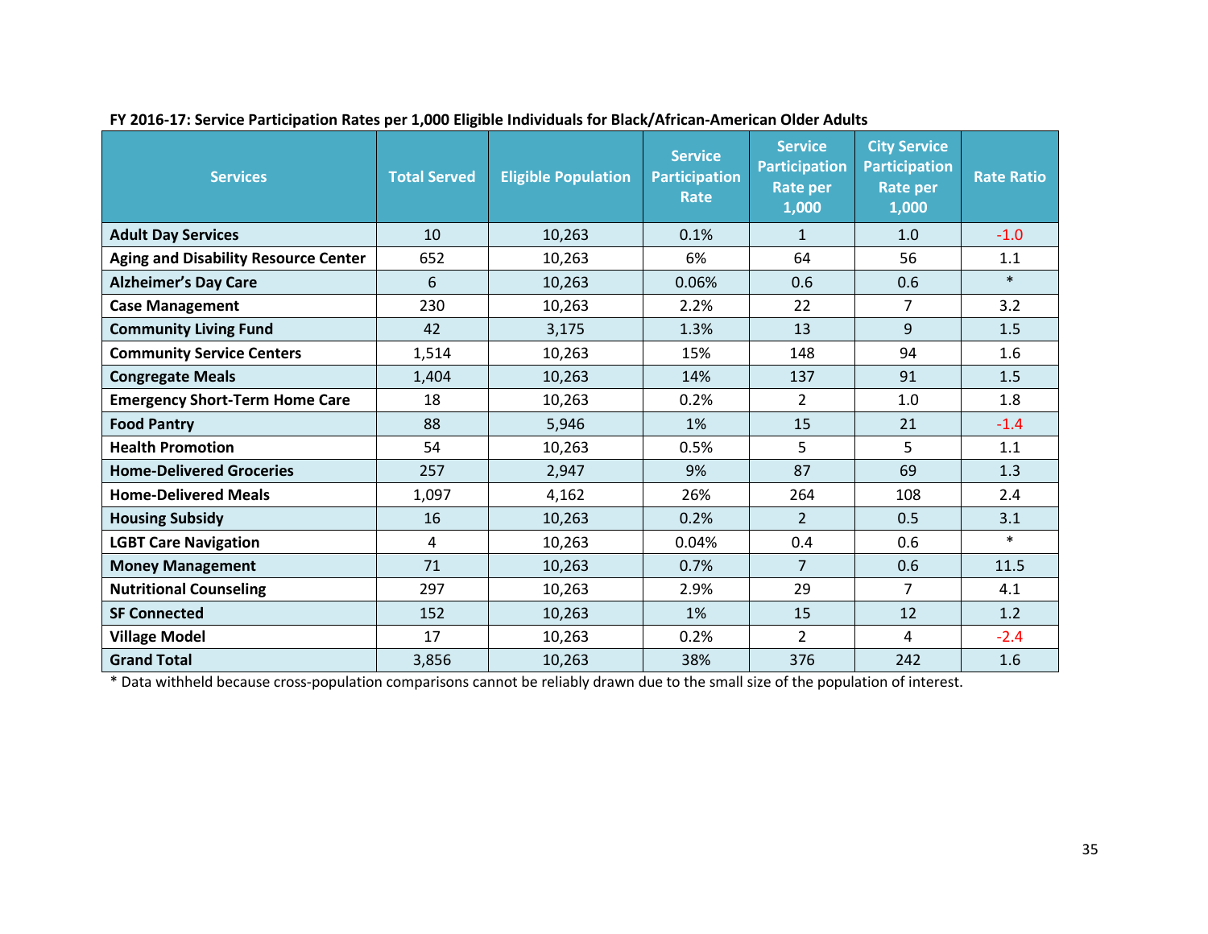**FY 2016-17: Service Participation Rates per 1,000 Eligible Individuals for Black/African-American Older Adults**

| Services | Total Served | Eligible Population | Service Participation Rate | Service Participation Rate per 1,000 | City Service Participation Rate per 1,000 | Rate Ratio |
|---|---|---|---|---|---|---|
| **Adult Day Services** | 10 | 10,263 | 0.1% | 1 | 1.0 | -1.0 |
| **Aging and Disability Resource Center** | 652 | 10,263 | 6% | 64 | 56 | 1.1 |
| **Alzheimer's Day Care** | 6 | 10,263 | 0.06% | 0.6 | 0.6 | * |
| **Case Management** | 230 | 10,263 | 2.2% | 22 | 7 | 3.2 |
| **Community Living Fund** | 42 | 3,175 | 1.3% | 13 | 9 | 1.5 |
| **Community Service Centers** | 1,514 | 10,263 | 15% | 148 | 94 | 1.6 |
| **Congregate Meals** | 1,404 | 10,263 | 14% | 137 | 91 | 1.5 |
| **Emergency Short-Term Home Care** | 18 | 10,263 | 0.2% | 2 | 1.0 | 1.8 |
| **Food Pantry** | 88 | 5,946 | 1% | 15 | 21 | -1.4 |
| **Health Promotion** | 54 | 10,263 | 0.5% | 5 | 5 | 1.1 |
| **Home-Delivered Groceries** | 257 | 2,947 | 9% | 87 | 69 | 1.3 |
| **Home-Delivered Meals** | 1,097 | 4,162 | 26% | 264 | 108 | 2.4 |
| **Housing Subsidy** | 16 | 10,263 | 0.2% | 2 | 0.5 | 3.1 |
| **LGBT Care Navigation** | 4 | 10,263 | 0.04% | 0.4 | 0.6 | * |
| **Money Management** | 71 | 10,263 | 0.7% | 7 | 0.6 | 11.5 |
| **Nutritional Counseling** | 297 | 10,263 | 2.9% | 29 | 7 | 4.1 |
| **SF Connected** | 152 | 10,263 | 1% | 15 | 12 | 1.2 |
| **Village Model** | 17 | 10,263 | 0.2% | 2 | 4 | -2.4 |
| **Grand Total** | 3,856 | 10,263 | 38% | 376 | 242 | 1.6 |

* Data withheld because cross-population comparisons cannot be reliably drawn due to the small size of the population of interest.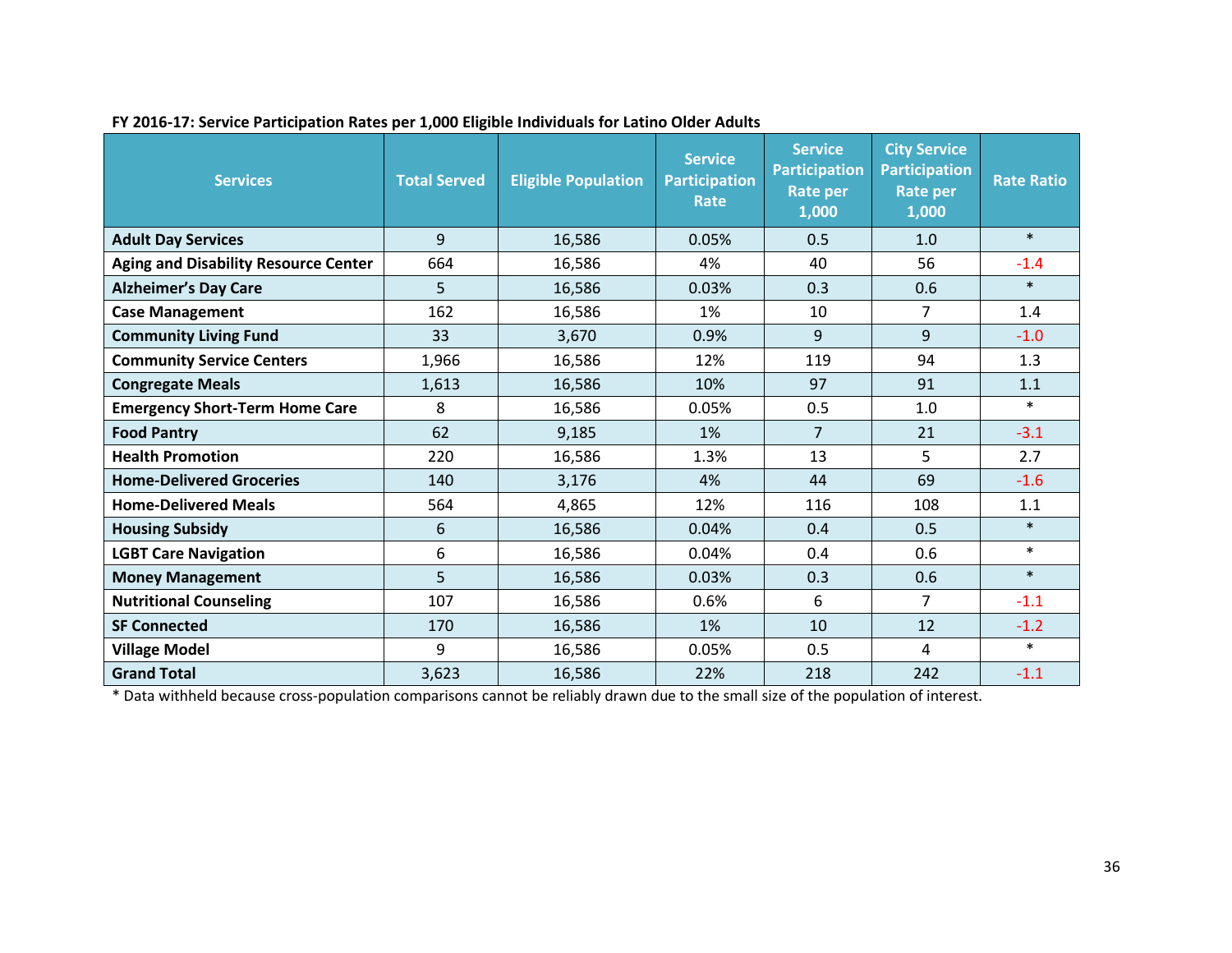**FY 2016-17: Service Participation Rates per 1,000 Eligible Individuals for Latino Older Adults**

| Services | Total Served | Eligible Population | Service Participation Rate | Service Participation Rate per 1,000 | City Service Participation Rate per 1,000 | Rate Ratio |
|---|---|---|---|---|---|---|
| **Adult Day Services** | 9 | 16,586 | 0.05% | 0.5 | 1.0 | * |
| **Aging and Disability Resource Center** | 664 | 16,586 | 4% | 40 | 56 | -1.4 |
| **Alzheimer's Day Care** | 5 | 16,586 | 0.03% | 0.3 | 0.6 | * |
| **Case Management** | 162 | 16,586 | 1% | 10 | 7 | 1.4 |
| **Community Living Fund** | 33 | 3,670 | 0.9% | 9 | 9 | -1.0 |
| **Community Service Centers** | 1,966 | 16,586 | 12% | 119 | 94 | 1.3 |
| **Congregate Meals** | 1,613 | 16,586 | 10% | 97 | 91 | 1.1 |
| **Emergency Short-Term Home Care** | 8 | 16,586 | 0.05% | 0.5 | 1.0 | * |
| **Food Pantry** | 62 | 9,185 | 1% | 7 | 21 | -3.1 |
| **Health Promotion** | 220 | 16,586 | 1.3% | 13 | 5 | 2.7 |
| **Home-Delivered Groceries** | 140 | 3,176 | 4% | 44 | 69 | -1.6 |
| **Home-Delivered Meals** | 564 | 4,865 | 12% | 116 | 108 | 1.1 |
| **Housing Subsidy** | 6 | 16,586 | 0.04% | 0.4 | 0.5 | * |
| **LGBT Care Navigation** | 6 | 16,586 | 0.04% | 0.4 | 0.6 | * |
| **Money Management** | 5 | 16,586 | 0.03% | 0.3 | 0.6 | * |
| **Nutritional Counseling** | 107 | 16,586 | 0.6% | 6 | 7 | -1.1 |
| **SF Connected** | 170 | 16,586 | 1% | 10 | 12 | -1.2 |
| **Village Model** | 9 | 16,586 | 0.05% | 0.5 | 4 | * |
| **Grand Total** | 3,623 | 16,586 | 22% | 218 | 242 | -1.1 |

* Data withheld because cross-population comparisons cannot be reliably drawn due to the small size of the population of interest.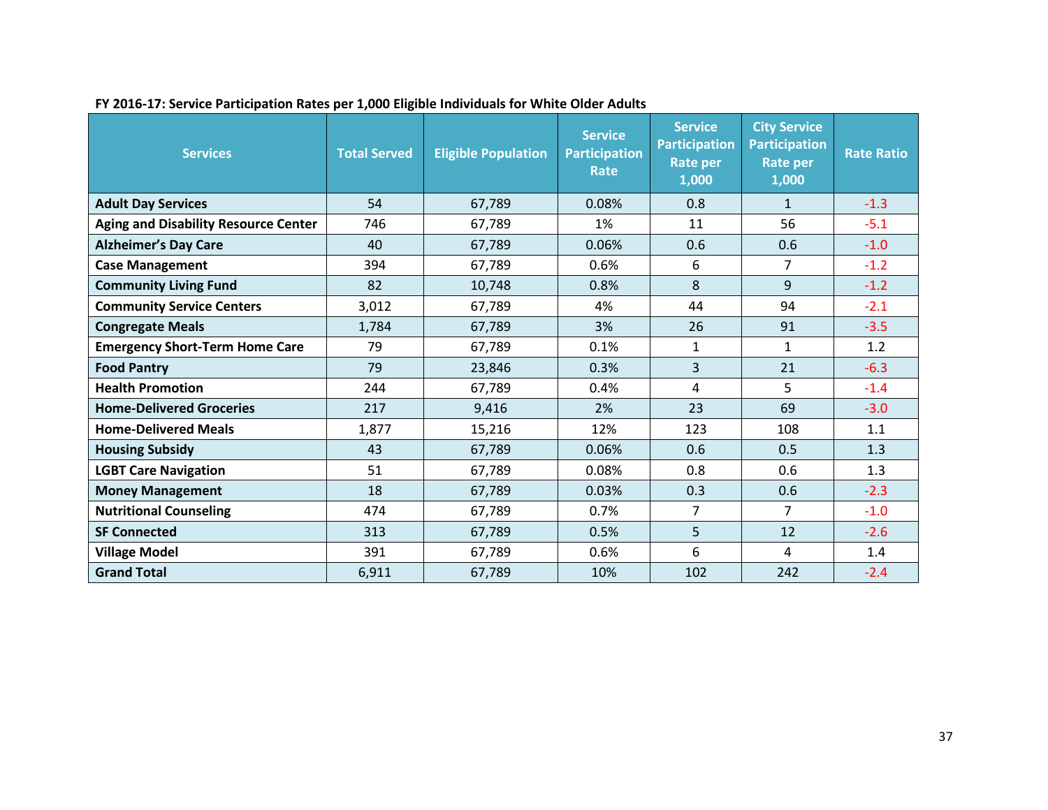**FY 2016-17: Service Participation Rates per 1,000 Eligible Individuals for White Older Adults**

| Services | Total Served | Eligible Population | Service Participation Rate | Service Participation Rate per 1,000 | City Service Participation Rate per 1,000 | Rate Ratio |
|---|---|---|---|---|---|---|
| **Adult Day Services** | 54 | 67,789 | 0.08% | 0.8 | 1 | -1.3 |
| **Aging and Disability Resource Center** | 746 | 67,789 | 1% | 11 | 56 | -5.1 |
| **Alzheimer's Day Care** | 40 | 67,789 | 0.06% | 0.6 | 0.6 | -1.0 |
| **Case Management** | 394 | 67,789 | 0.6% | 6 | 7 | -1.2 |
| **Community Living Fund** | 82 | 10,748 | 0.8% | 8 | 9 | -1.2 |
| **Community Service Centers** | 3,012 | 67,789 | 4% | 44 | 94 | -2.1 |
| **Congregate Meals** | 1,784 | 67,789 | 3% | 26 | 91 | -3.5 |
| **Emergency Short-Term Home Care** | 79 | 67,789 | 0.1% | 1 | 1 | 1.2 |
| **Food Pantry** | 79 | 23,846 | 0.3% | 3 | 21 | -6.3 |
| **Health Promotion** | 244 | 67,789 | 0.4% | 4 | 5 | -1.4 |
| **Home-Delivered Groceries** | 217 | 9,416 | 2% | 23 | 69 | -3.0 |
| **Home-Delivered Meals** | 1,877 | 15,216 | 12% | 123 | 108 | 1.1 |
| **Housing Subsidy** | 43 | 67,789 | 0.06% | 0.6 | 0.5 | 1.3 |
| **LGBT Care Navigation** | 51 | 67,789 | 0.08% | 0.8 | 0.6 | 1.3 |
| **Money Management** | 18 | 67,789 | 0.03% | 0.3 | 0.6 | -2.3 |
| **Nutritional Counseling** | 474 | 67,789 | 0.7% | 7 | 7 | -1.0 |
| **SF Connected** | 313 | 67,789 | 0.5% | 5 | 12 | -2.6 |
| **Village Model** | 391 | 67,789 | 0.6% | 6 | 4 | 1.4 |
| **Grand Total** | 6,911 | 67,789 | 10% | 102 | 242 | -2.4 |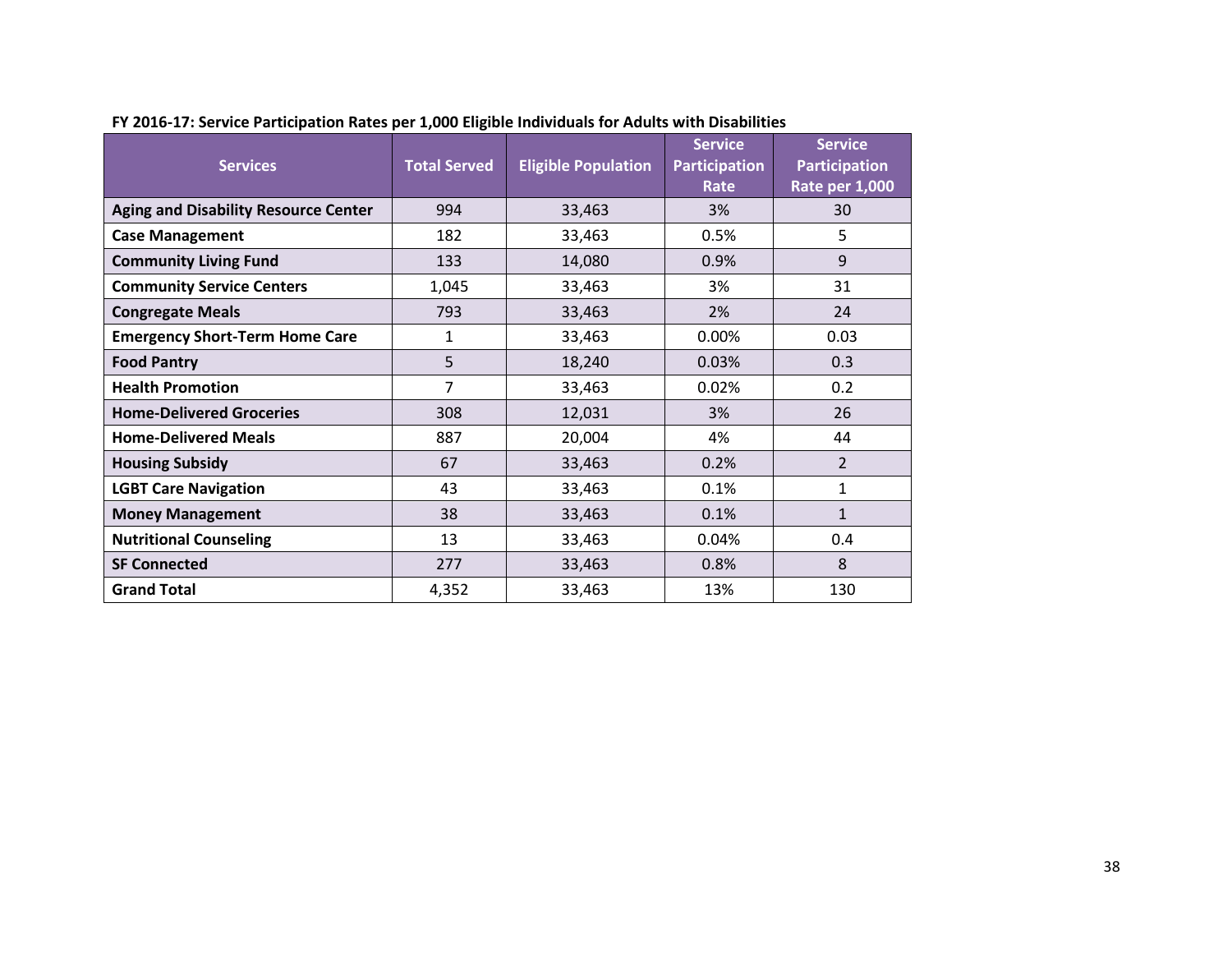**FY 2016-17: Service Participation Rates per 1,000 Eligible Individuals for Adults with Disabilities**

| Services | Total Served | Eligible Population | Service Participation Rate | Service Participation Rate per 1,000 |
|---|---|---|---|---|
| **Aging and Disability Resource Center** | 994 | 33,463 | 3% | 30 |
| **Case Management** | 182 | 33,463 | 0.5% | 5 |
| **Community Living Fund** | 133 | 14,080 | 0.9% | 9 |
| **Community Service Centers** | 1,045 | 33,463 | 3% | 31 |
| **Congregate Meals** | 793 | 33,463 | 2% | 24 |
| **Emergency Short-Term Home Care** | 1 | 33,463 | 0.00% | 0.03 |
| **Food Pantry** | 5 | 18,240 | 0.03% | 0.3 |
| **Health Promotion** | 7 | 33,463 | 0.02% | 0.2 |
| **Home-Delivered Groceries** | 308 | 12,031 | 3% | 26 |
| **Home-Delivered Meals** | 887 | 20,004 | 4% | 44 |
| **Housing Subsidy** | 67 | 33,463 | 0.2% | 2 |
| **LGBT Care Navigation** | 43 | 33,463 | 0.1% | 1 |
| **Money Management** | 38 | 33,463 | 0.1% | 1 |
| **Nutritional Counseling** | 13 | 33,463 | 0.04% | 0.4 |
| **SF Connected** | 277 | 33,463 | 0.8% | 8 |
| **Grand Total** | 4,352 | 33,463 | 13% | 130 |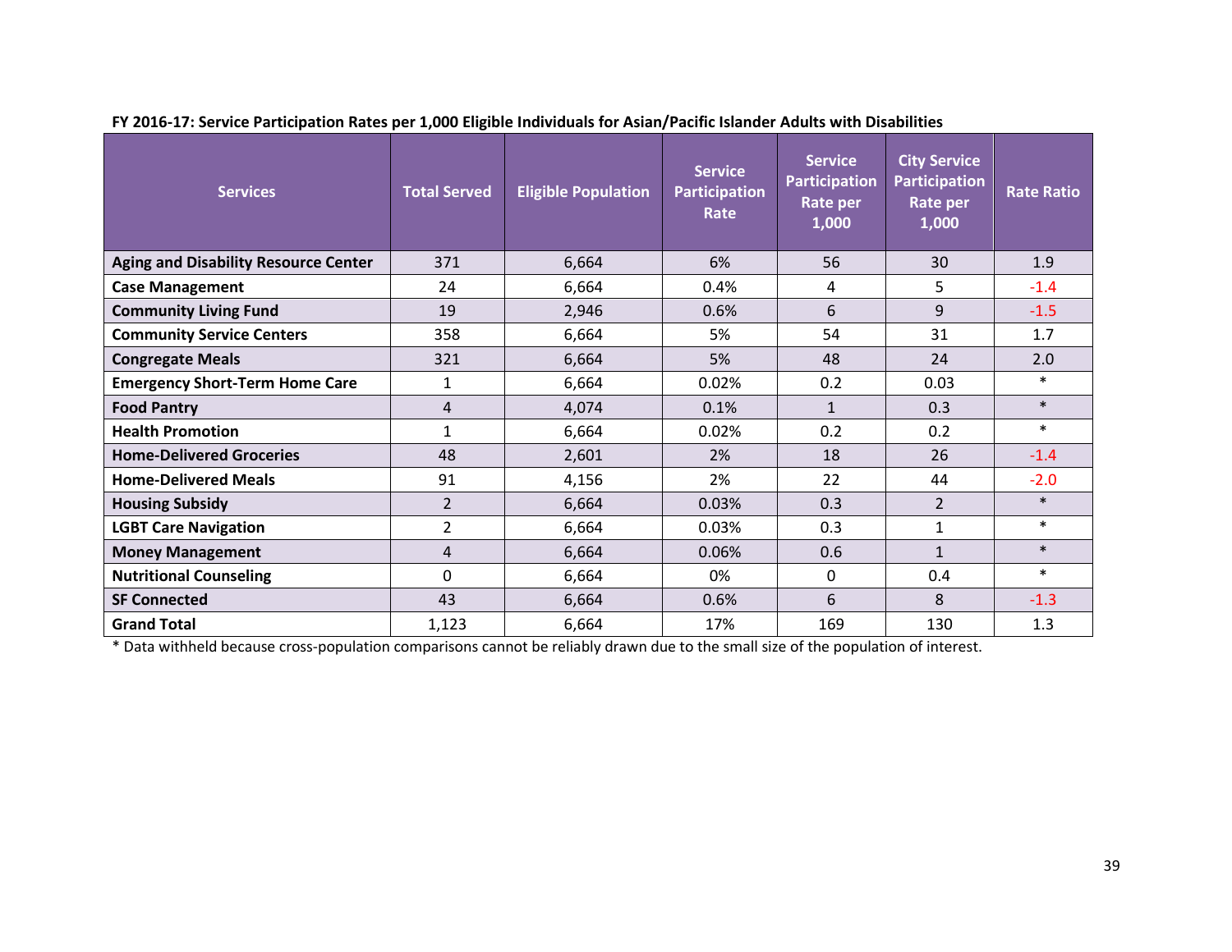**FY 2016-17: Service Participation Rates per 1,000 Eligible Individuals for Asian/Pacific Islander Adults with Disabilities**

| Services | Total Served | Eligible Population | Service Participation Rate | Service Participation Rate per 1,000 | City Service Participation Rate per 1,000 | Rate Ratio |
|---|---|---|---|---|---|---|
| **Aging and Disability Resource Center** | 371 | 6,664 | 6% | 56 | 30 | 1.9 |
| **Case Management** | 24 | 6,664 | 0.4% | 4 | 5 | -1.4 |
| **Community Living Fund** | 19 | 2,946 | 0.6% | 6 | 9 | -1.5 |
| **Community Service Centers** | 358 | 6,664 | 5% | 54 | 31 | 1.7 |
| **Congregate Meals** | 321 | 6,664 | 5% | 48 | 24 | 2.0 |
| **Emergency Short-Term Home Care** | 1 | 6,664 | 0.02% | 0.2 | 0.03 | * |
| **Food Pantry** | 4 | 4,074 | 0.1% | 1 | 0.3 | * |
| **Health Promotion** | 1 | 6,664 | 0.02% | 0.2 | 0.2 | * |
| **Home-Delivered Groceries** | 48 | 2,601 | 2% | 18 | 26 | -1.4 |
| **Home-Delivered Meals** | 91 | 4,156 | 2% | 22 | 44 | -2.0 |
| **Housing Subsidy** | 2 | 6,664 | 0.03% | 0.3 | 2 | * |
| **LGBT Care Navigation** | 2 | 6,664 | 0.03% | 0.3 | 1 | * |
| **Money Management** | 4 | 6,664 | 0.06% | 0.6 | 1 | * |
| **Nutritional Counseling** | 0 | 6,664 | 0% | 0 | 0.4 | * |
| **SF Connected** | 43 | 6,664 | 0.6% | 6 | 8 | -1.3 |
| **Grand Total** | 1,123 | 6,664 | 17% | 169 | 130 | 1.3 |

* Data withheld because cross-population comparisons cannot be reliably drawn due to the small size of the population of interest.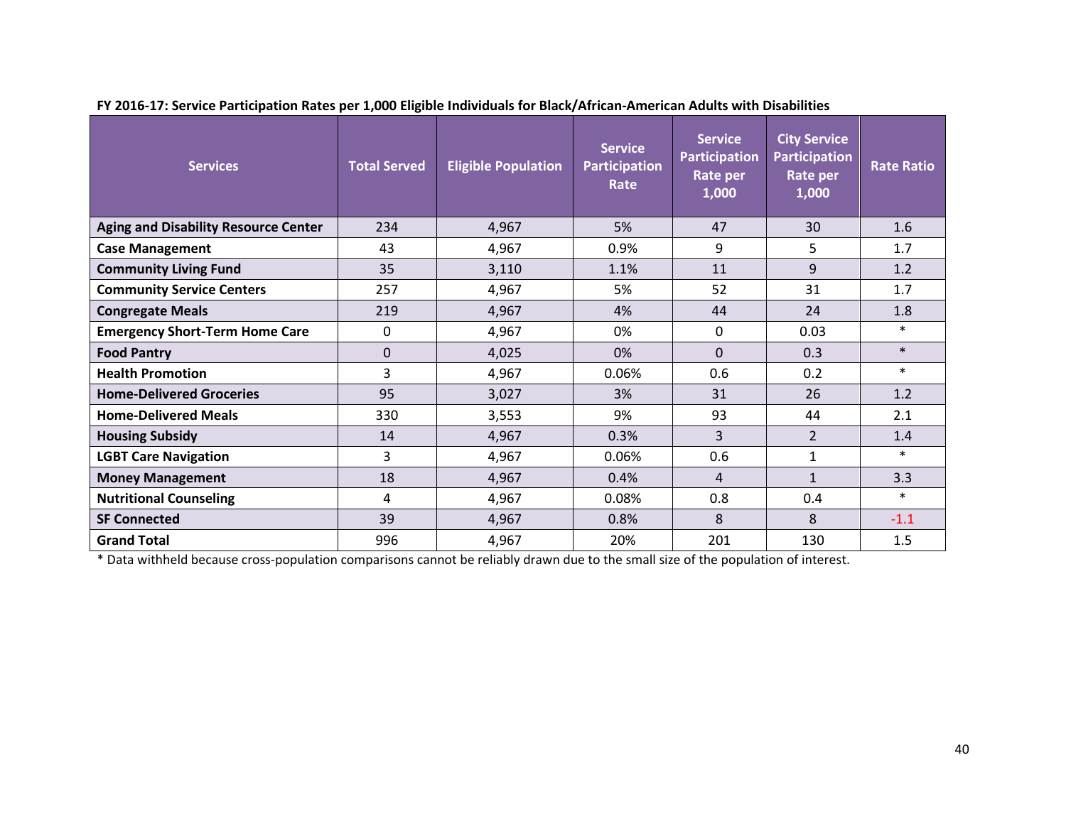**FY 2016-17: Service Participation Rates per 1,000 Eligible Individuals for Black/African-American Adults with Disabilities**

| Services | Total Served | Eligible Population | Service Participation Rate | Service Participation Rate per 1,000 | City Service Participation Rate per 1,000 | Rate Ratio |
|---|---|---|---|---|---|---|
| **Aging and Disability Resource Center** | 234 | 4,967 | 5% | 47 | 30 | 1.6 |
| **Case Management** | 43 | 4,967 | 0.9% | 9 | 5 | 1.7 |
| **Community Living Fund** | 35 | 3,110 | 1.1% | 11 | 9 | 1.2 |
| **Community Service Centers** | 257 | 4,967 | 5% | 52 | 31 | 1.7 |
| **Congregate Meals** | 219 | 4,967 | 4% | 44 | 24 | 1.8 |
| **Emergency Short-Term Home Care** | 0 | 4,967 | 0% | 0 | 0.03 | * |
| **Food Pantry** | 0 | 4,025 | 0% | 0 | 0.3 | * |
| **Health Promotion** | 3 | 4,967 | 0.06% | 0.6 | 0.2 | * |
| **Home-Delivered Groceries** | 95 | 3,027 | 3% | 31 | 26 | 1.2 |
| **Home-Delivered Meals** | 330 | 3,553 | 9% | 93 | 44 | 2.1 |
| **Housing Subsidy** | 14 | 4,967 | 0.3% | 3 | 2 | 1.4 |
| **LGBT Care Navigation** | 3 | 4,967 | 0.06% | 0.6 | 1 | * |
| **Money Management** | 18 | 4,967 | 0.4% | 4 | 1 | 3.3 |
| **Nutritional Counseling** | 4 | 4,967 | 0.08% | 0.8 | 0.4 | * |
| **SF Connected** | 39 | 4,967 | 0.8% | 8 | 8 | -1.1 |
| **Grand Total** | 996 | 4,967 | 20% | 201 | 130 | 1.5 |

* Data withheld because cross-population comparisons cannot be reliably drawn due to the small size of the population of interest.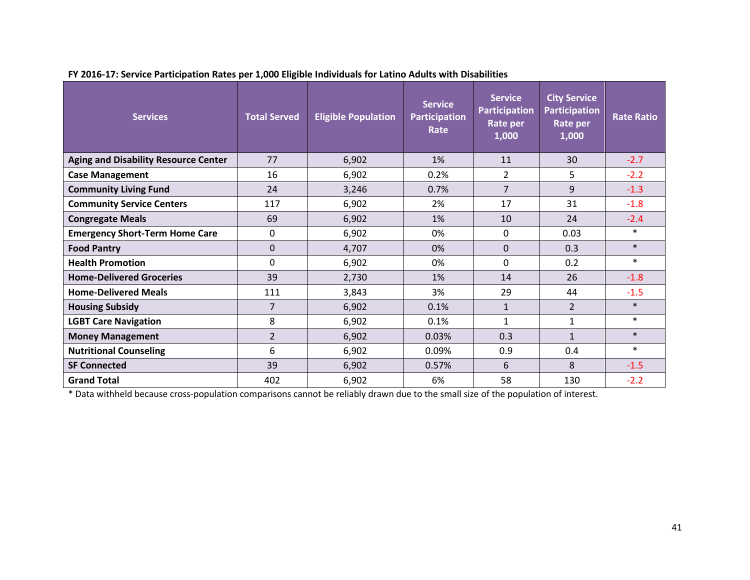**FY 2016-17: Service Participation Rates per 1,000 Eligible Individuals for Latino Adults with Disabilities**

| Services | Total Served | Eligible Population | Service Participation Rate | Service Participation Rate per 1,000 | City Service Participation Rate per 1,000 | Rate Ratio |
|---|---|---|---|---|---|---|
| **Aging and Disability Resource Center** | 77 | 6,902 | 1% | 11 | 30 | -2.7 |
| **Case Management** | 16 | 6,902 | 0.2% | 2 | 5 | -2.2 |
| **Community Living Fund** | 24 | 3,246 | 0.7% | 7 | 9 | -1.3 |
| **Community Service Centers** | 117 | 6,902 | 2% | 17 | 31 | -1.8 |
| **Congregate Meals** | 69 | 6,902 | 1% | 10 | 24 | -2.4 |
| **Emergency Short-Term Home Care** | 0 | 6,902 | 0% | 0 | 0.03 | * |
| **Food Pantry** | 0 | 4,707 | 0% | 0 | 0.3 | * |
| **Health Promotion** | 0 | 6,902 | 0% | 0 | 0.2 | * |
| **Home-Delivered Groceries** | 39 | 2,730 | 1% | 14 | 26 | -1.8 |
| **Home-Delivered Meals** | 111 | 3,843 | 3% | 29 | 44 | -1.5 |
| **Housing Subsidy** | 7 | 6,902 | 0.1% | 1 | 2 | * |
| **LGBT Care Navigation** | 8 | 6,902 | 0.1% | 1 | 1 | * |
| **Money Management** | 2 | 6,902 | 0.03% | 0.3 | 1 | * |
| **Nutritional Counseling** | 6 | 6,902 | 0.09% | 0.9 | 0.4 | * |
| **SF Connected** | 39 | 6,902 | 0.57% | 6 | 8 | -1.5 |
| **Grand Total** | 402 | 6,902 | 6% | 58 | 130 | -2.2 |

* Data withheld because cross-population comparisons cannot be reliably drawn due to the small size of the population of interest.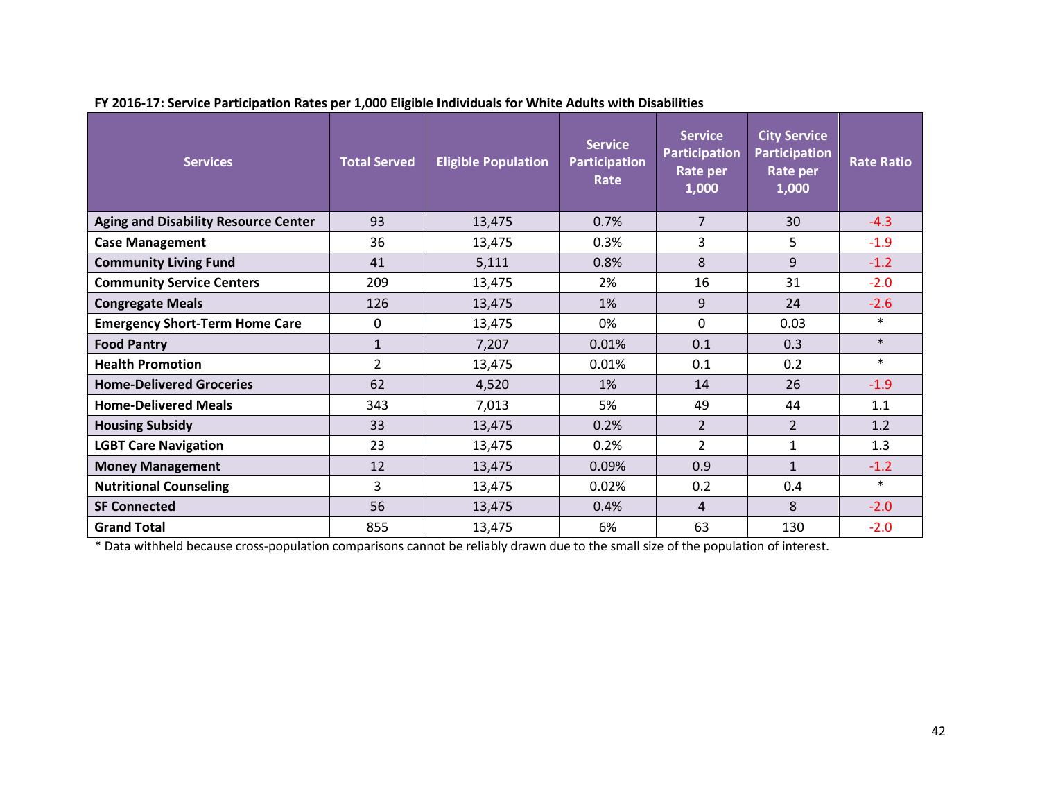**FY 2016-17: Service Participation Rates per 1,000 Eligible Individuals for White Adults with Disabilities**

| Services | Total Served | Eligible Population | Service Participation Rate | Service Participation Rate per 1,000 | City Service Participation Rate per 1,000 | Rate Ratio |
|---|---|---|---|---|---|---|
| **Aging and Disability Resource Center** | 93 | 13,475 | 0.7% | 7 | 30 | -4.3 |
| **Case Management** | 36 | 13,475 | 0.3% | 3 | 5 | -1.9 |
| **Community Living Fund** | 41 | 5,111 | 0.8% | 8 | 9 | -1.2 |
| **Community Service Centers** | 209 | 13,475 | 2% | 16 | 31 | -2.0 |
| **Congregate Meals** | 126 | 13,475 | 1% | 9 | 24 | -2.6 |
| **Emergency Short-Term Home Care** | 0 | 13,475 | 0% | 0 | 0.03 | * |
| **Food Pantry** | 1 | 7,207 | 0.01% | 0.1 | 0.3 | * |
| **Health Promotion** | 2 | 13,475 | 0.01% | 0.1 | 0.2 | * |
| **Home-Delivered Groceries** | 62 | 4,520 | 1% | 14 | 26 | -1.9 |
| **Home-Delivered Meals** | 343 | 7,013 | 5% | 49 | 44 | 1.1 |
| **Housing Subsidy** | 33 | 13,475 | 0.2% | 2 | 2 | 1.2 |
| **LGBT Care Navigation** | 23 | 13,475 | 0.2% | 2 | 1 | 1.3 |
| **Money Management** | 12 | 13,475 | 0.09% | 0.9 | 1 | -1.2 |
| **Nutritional Counseling** | 3 | 13,475 | 0.02% | 0.2 | 0.4 | * |
| **SF Connected** | 56 | 13,475 | 0.4% | 4 | 8 | -2.0 |
| **Grand Total** | 855 | 13,475 | 6% | 63 | 130 | -2.0 |

* Data withheld because cross-population comparisons cannot be reliably drawn due to the small size of the population of interest.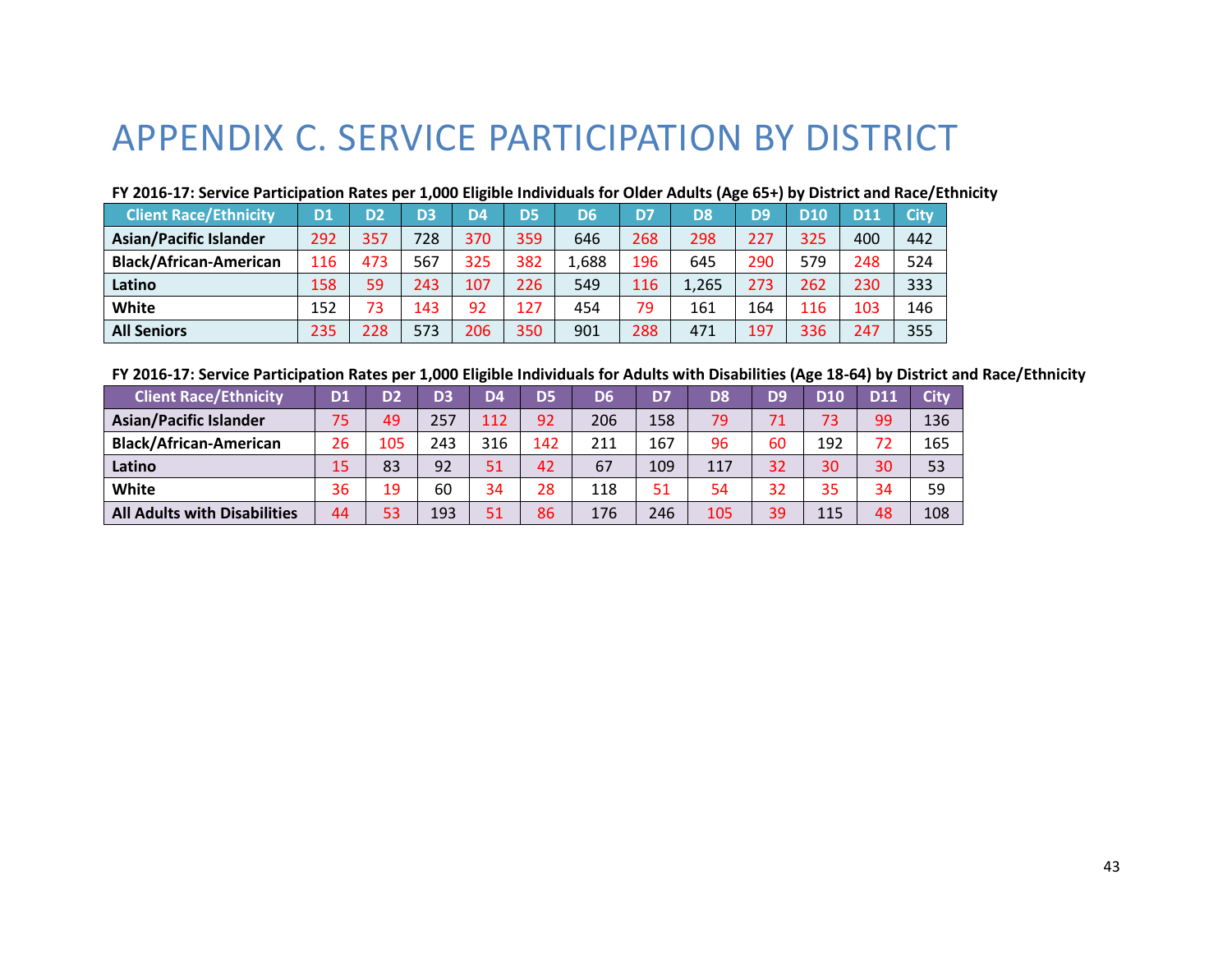# APPENDIX C. SERVICE PARTICIPATION BY DISTRICT

**FY 2016-17: Service Participation Rates per 1,000 Eligible Individuals for Older Adults (Age 65+) by District and Race/Ethnicity**

| Client Race/Ethnicity | D1 | D2 | D3 | D4 | D5 | D6 | D7 | D8 | D9 | D10 | D11 | City |
|---|---|---|---|---|---|---|---|---|---|---|---|---|
| **Asian/Pacific Islander** | 292 | 357 | 728 | 370 | 359 | 646 | 268 | 298 | 227 | 325 | 400 | 442 |
| **Black/African-American** | 116 | 473 | 567 | 325 | 382 | 1,688 | 196 | 645 | 290 | 579 | 248 | 524 |
| **Latino** | 158 | 59 | 243 | 107 | 226 | 549 | 116 | 1,265 | 273 | 262 | 230 | 333 |
| **White** | 152 | 73 | 143 | 92 | 127 | 454 | 79 | 161 | 164 | 116 | 103 | 146 |
| **All Seniors** | 235 | 228 | 573 | 206 | 350 | 901 | 288 | 471 | 197 | 336 | 247 | 355 |

**FY 2016-17: Service Participation Rates per 1,000 Eligible Individuals for Adults with Disabilities (Age 18-64) by District and Race/Ethnicity**

| Client Race/Ethnicity | D1 | D2 | D3 | D4 | D5 | D6 | D7 | D8 | D9 | D10 | D11 | City |
|---|---|---|---|---|---|---|---|---|---|---|---|---|
| **Asian/Pacific Islander** | 75 | 49 | 257 | 112 | 92 | 206 | 158 | 79 | 71 | 73 | 99 | 136 |
| **Black/African-American** | 26 | 105 | 243 | 316 | 142 | 211 | 167 | 96 | 60 | 192 | 72 | 165 |
| **Latino** | 15 | 83 | 92 | 51 | 42 | 67 | 109 | 117 | 32 | 30 | 30 | 53 |
| **White** | 36 | 19 | 60 | 34 | 28 | 118 | 51 | 54 | 32 | 35 | 34 | 59 |
| **All Adults with Disabilities** | 44 | 53 | 193 | 51 | 86 | 176 | 246 | 105 | 39 | 115 | 48 | 108 |